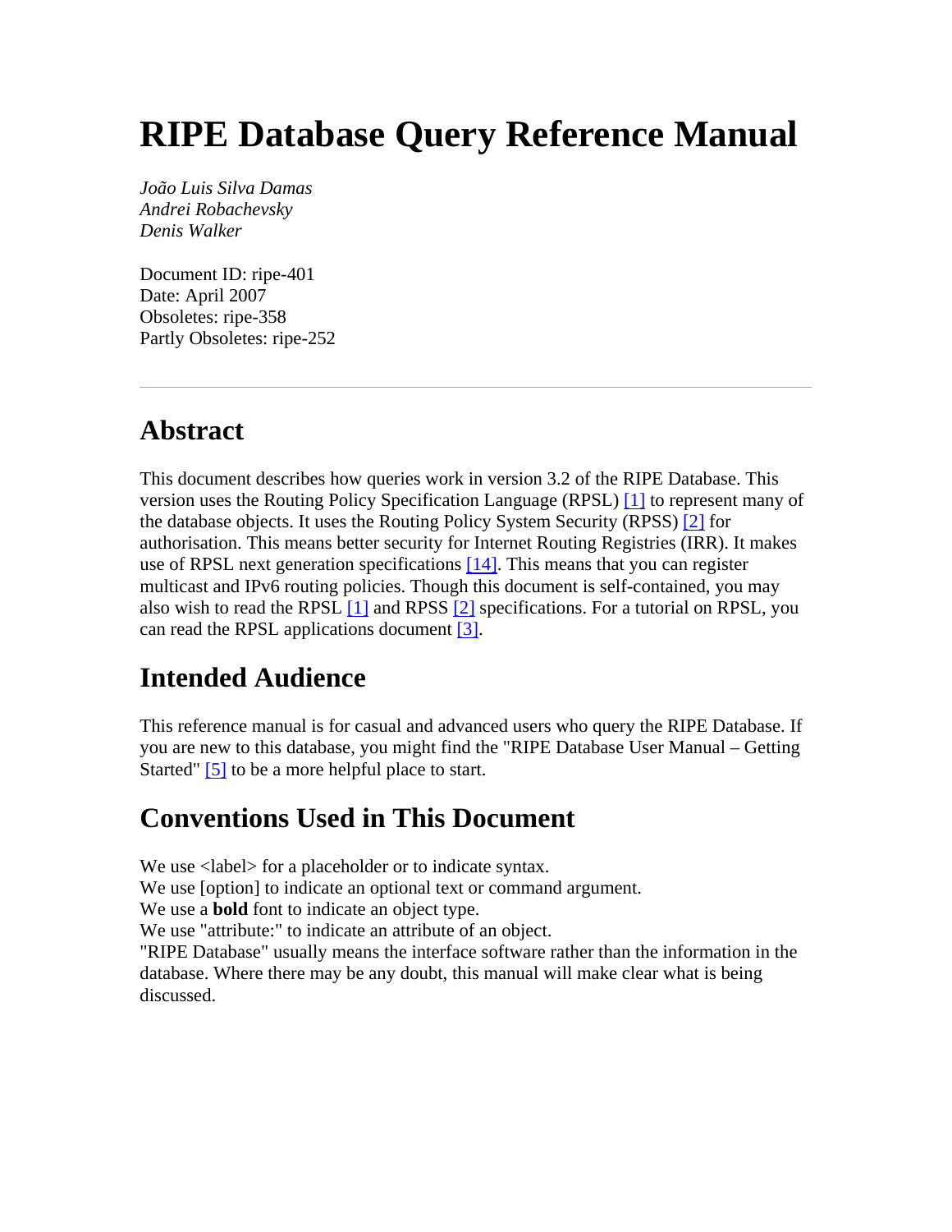# RIPE Database Query Reference Manual

*João Luis Silva Damas*
*Andrei Robachevsky*
*Denis Walker*

Document ID: ripe-401
Date: April 2007
Obsoletes: ripe-358
Partly Obsoletes: ripe-252

---

## Abstract

This document describes how queries work in version 3.2 of the RIPE Database. This version uses the Routing Policy Specification Language (RPSL) [1] to represent many of the database objects. It uses the Routing Policy System Security (RPSS) [2] for authorisation. This means better security for Internet Routing Registries (IRR). It makes use of RPSL next generation specifications [14]. This means that you can register multicast and IPv6 routing policies. Though this document is self-contained, you may also wish to read the RPSL [1] and RPSS [2] specifications. For a tutorial on RPSL, you can read the RPSL applications document [3].

## Intended Audience

This reference manual is for casual and advanced users who query the RIPE Database. If you are new to this database, you might find the "RIPE Database User Manual – Getting Started" [5] to be a more helpful place to start.

## Conventions Used in This Document

We use <label> for a placeholder or to indicate syntax.
We use [option] to indicate an optional text or command argument.
We use a **bold** font to indicate an object type.
We use "attribute:" to indicate an attribute of an object.
"RIPE Database" usually means the interface software rather than the information in the database. Where there may be any doubt, this manual will make clear what is being discussed.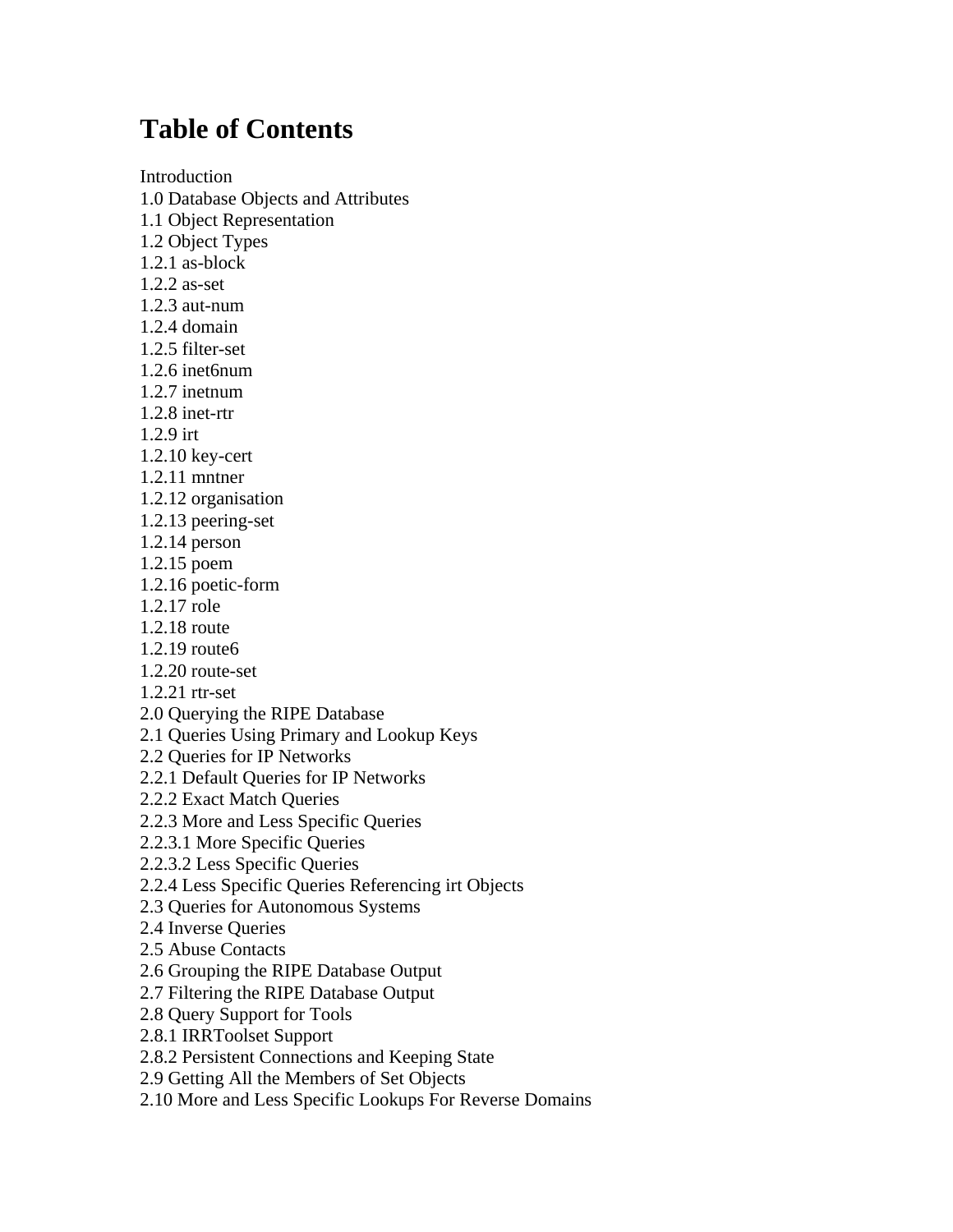# Table of Contents

Introduction
1.0 Database Objects and Attributes
1.1 Object Representation
1.2 Object Types
1.2.1 as-block
1.2.2 as-set
1.2.3 aut-num
1.2.4 domain
1.2.5 filter-set
1.2.6 inet6num
1.2.7 inetnum
1.2.8 inet-rtr
1.2.9 irt
1.2.10 key-cert
1.2.11 mntner
1.2.12 organisation
1.2.13 peering-set
1.2.14 person
1.2.15 poem
1.2.16 poetic-form
1.2.17 role
1.2.18 route
1.2.19 route6
1.2.20 route-set
1.2.21 rtr-set
2.0 Querying the RIPE Database
2.1 Queries Using Primary and Lookup Keys
2.2 Queries for IP Networks
2.2.1 Default Queries for IP Networks
2.2.2 Exact Match Queries
2.2.3 More and Less Specific Queries
2.2.3.1 More Specific Queries
2.2.3.2 Less Specific Queries
2.2.4 Less Specific Queries Referencing irt Objects
2.3 Queries for Autonomous Systems
2.4 Inverse Queries
2.5 Abuse Contacts
2.6 Grouping the RIPE Database Output
2.7 Filtering the RIPE Database Output
2.8 Query Support for Tools
2.8.1 IRRToolset Support
2.8.2 Persistent Connections and Keeping State
2.9 Getting All the Members of Set Objects
2.10 More and Less Specific Lookups For Reverse Domains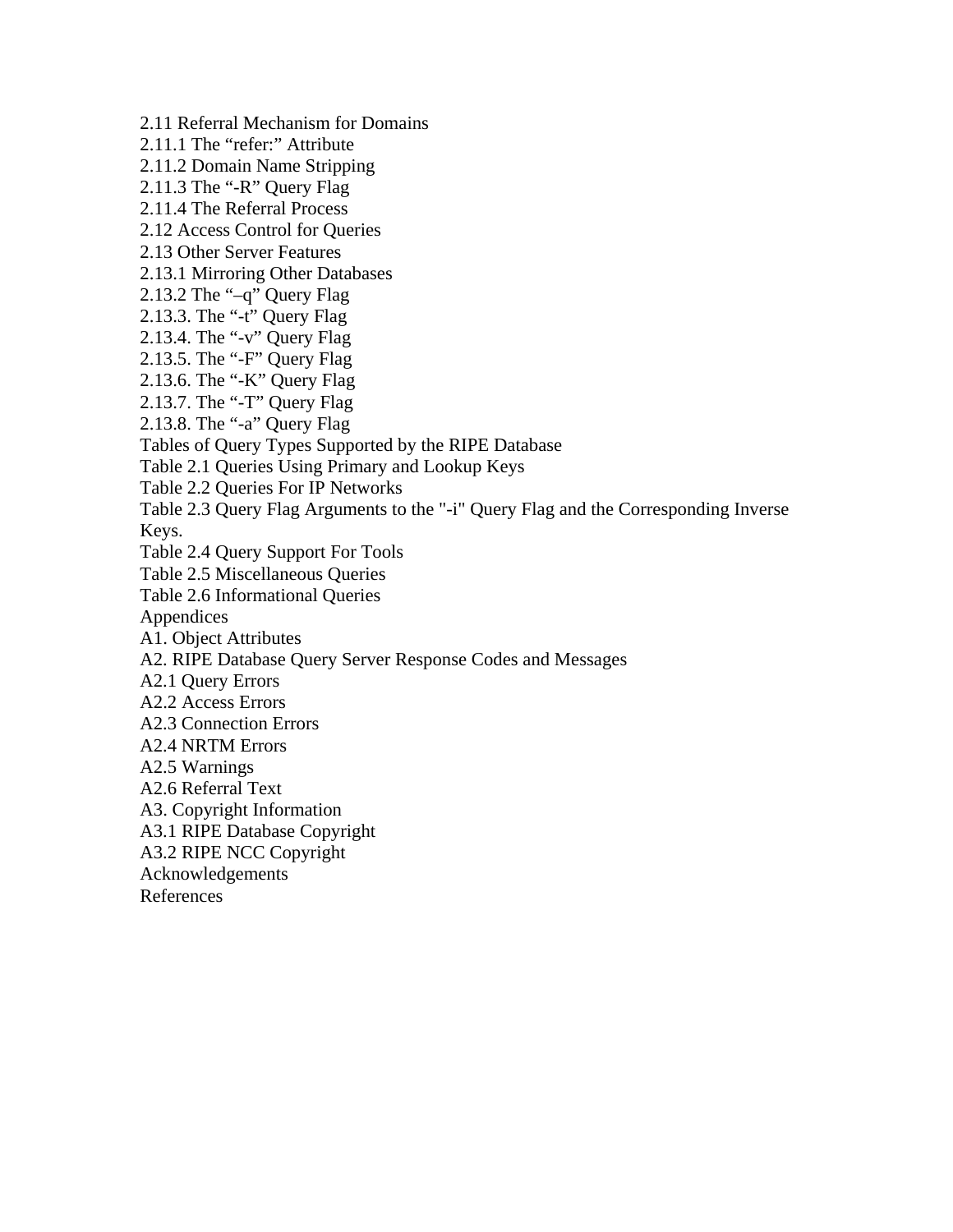2.11 Referral Mechanism for Domains
2.11.1 The "refer:" Attribute
2.11.2 Domain Name Stripping
2.11.3 The "-R" Query Flag
2.11.4 The Referral Process
2.12 Access Control for Queries
2.13 Other Server Features
2.13.1 Mirroring Other Databases
2.13.2 The "–q" Query Flag
2.13.3. The "-t" Query Flag
2.13.4. The "-v" Query Flag
2.13.5. The "-F" Query Flag
2.13.6. The "-K" Query Flag
2.13.7. The "-T" Query Flag
2.13.8. The "-a" Query Flag
Tables of Query Types Supported by the RIPE Database
Table 2.1 Queries Using Primary and Lookup Keys
Table 2.2 Queries For IP Networks
Table 2.3 Query Flag Arguments to the "-i" Query Flag and the Corresponding Inverse Keys.
Table 2.4 Query Support For Tools
Table 2.5 Miscellaneous Queries
Table 2.6 Informational Queries
Appendices
A1. Object Attributes
A2. RIPE Database Query Server Response Codes and Messages
A2.1 Query Errors
A2.2 Access Errors
A2.3 Connection Errors
A2.4 NRTM Errors
A2.5 Warnings
A2.6 Referral Text
A3. Copyright Information
A3.1 RIPE Database Copyright
A3.2 RIPE NCC Copyright
Acknowledgements
References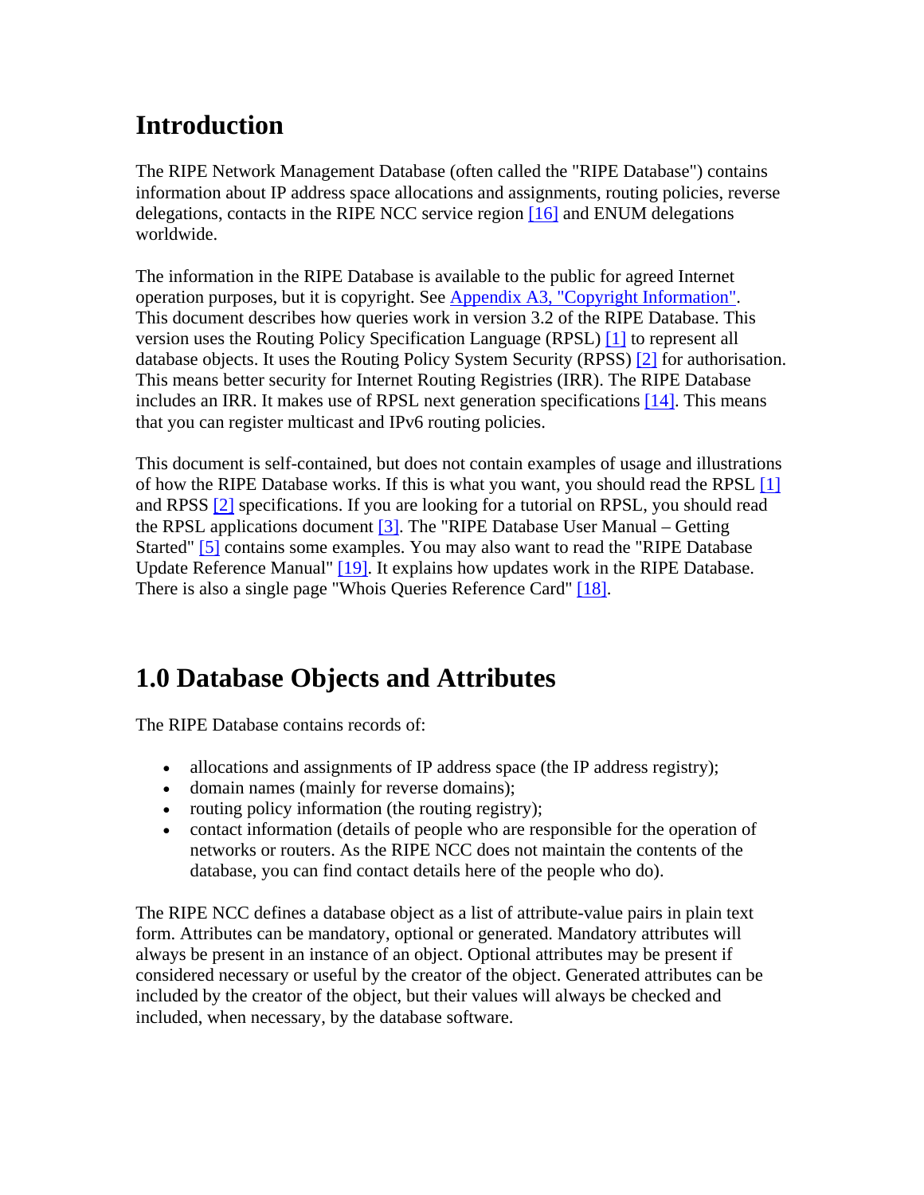# Introduction

The RIPE Network Management Database (often called the "RIPE Database") contains information about IP address space allocations and assignments, routing policies, reverse delegations, contacts in the RIPE NCC service region [16] and ENUM delegations worldwide.

The information in the RIPE Database is available to the public for agreed Internet operation purposes, but it is copyright. See Appendix A3, "Copyright Information". This document describes how queries work in version 3.2 of the RIPE Database. This version uses the Routing Policy Specification Language (RPSL) [1] to represent all database objects. It uses the Routing Policy System Security (RPSS) [2] for authorisation. This means better security for Internet Routing Registries (IRR). The RIPE Database includes an IRR. It makes use of RPSL next generation specifications [14]. This means that you can register multicast and IPv6 routing policies.

This document is self-contained, but does not contain examples of usage and illustrations of how the RIPE Database works. If this is what you want, you should read the RPSL [1] and RPSS [2] specifications. If you are looking for a tutorial on RPSL, you should read the RPSL applications document [3]. The "RIPE Database User Manual – Getting Started" [5] contains some examples. You may also want to read the "RIPE Database Update Reference Manual" [19]. It explains how updates work in the RIPE Database. There is also a single page "Whois Queries Reference Card" [18].

# 1.0 Database Objects and Attributes

The RIPE Database contains records of:

- allocations and assignments of IP address space (the IP address registry);
- domain names (mainly for reverse domains);
- routing policy information (the routing registry);
- contact information (details of people who are responsible for the operation of networks or routers. As the RIPE NCC does not maintain the contents of the database, you can find contact details here of the people who do).

The RIPE NCC defines a database object as a list of attribute-value pairs in plain text form. Attributes can be mandatory, optional or generated. Mandatory attributes will always be present in an instance of an object. Optional attributes may be present if considered necessary or useful by the creator of the object. Generated attributes can be included by the creator of the object, but their values will always be checked and included, when necessary, by the database software.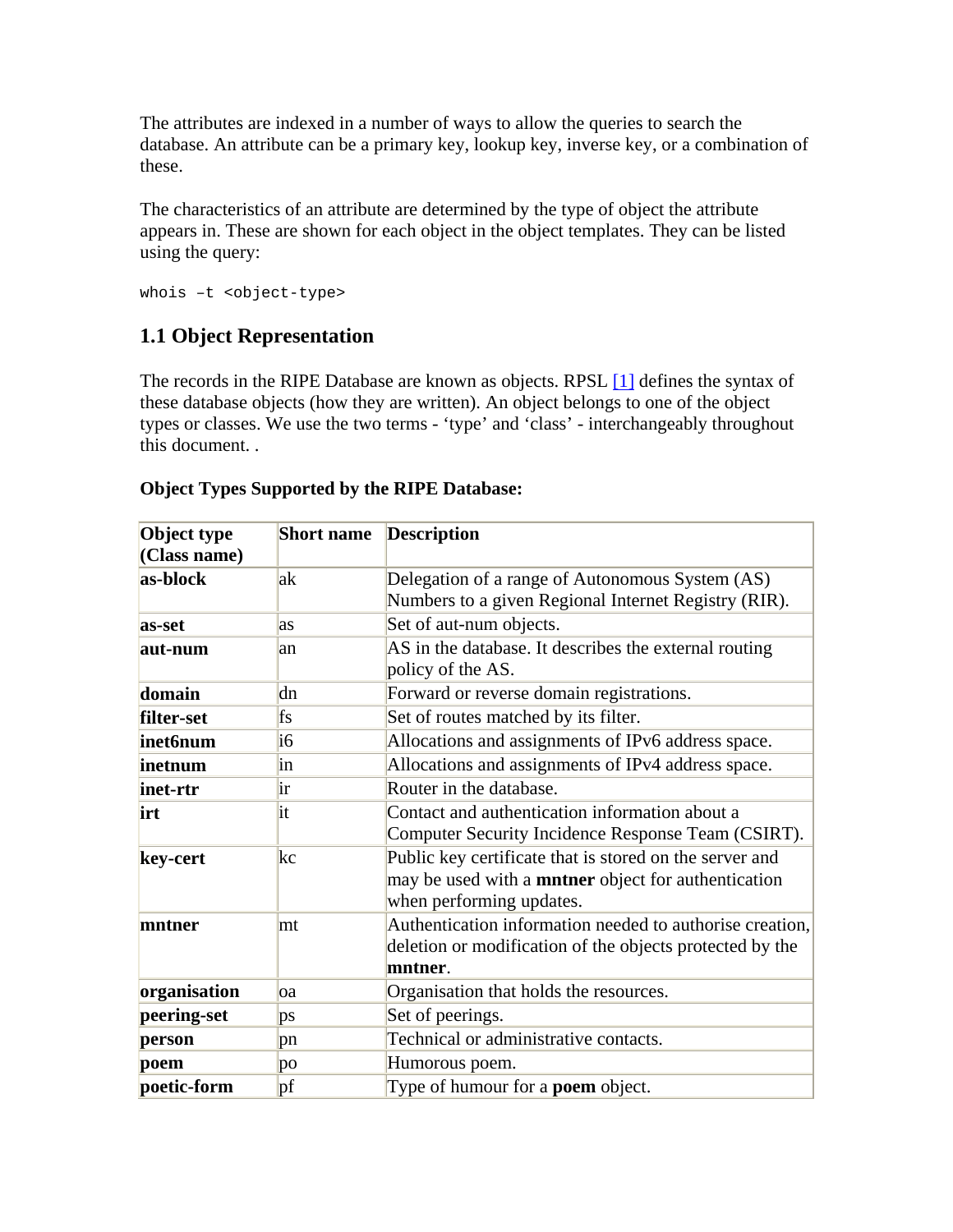The attributes are indexed in a number of ways to allow the queries to search the database. An attribute can be a primary key, lookup key, inverse key, or a combination of these.

The characteristics of an attribute are determined by the type of object the attribute appears in. These are shown for each object in the object templates. They can be listed using the query:

```
whois –t <object-type>
```

## 1.1 Object Representation

The records in the RIPE Database are known as objects. RPSL [1] defines the syntax of these database objects (how they are written). An object belongs to one of the object types or classes. We use the two terms - 'type' and 'class' - interchangeably throughout this document. .

**Object Types Supported by the RIPE Database:**

| Object type (Class name) | Short name | Description |
|---|---|---|
| **as-block** | ak | Delegation of a range of Autonomous System (AS) Numbers to a given Regional Internet Registry (RIR). |
| **as-set** | as | Set of aut-num objects. |
| **aut-num** | an | AS in the database. It describes the external routing policy of the AS. |
| **domain** | dn | Forward or reverse domain registrations. |
| **filter-set** | fs | Set of routes matched by its filter. |
| **inet6num** | i6 | Allocations and assignments of IPv6 address space. |
| **inetnum** | in | Allocations and assignments of IPv4 address space. |
| **inet-rtr** | ir | Router in the database. |
| **irt** | it | Contact and authentication information about a Computer Security Incidence Response Team (CSIRT). |
| **key-cert** | kc | Public key certificate that is stored on the server and may be used with a **mntner** object for authentication when performing updates. |
| **mntner** | mt | Authentication information needed to authorise creation, deletion or modification of the objects protected by the **mntner**. |
| **organisation** | oa | Organisation that holds the resources. |
| **peering-set** | ps | Set of peerings. |
| **person** | pn | Technical or administrative contacts. |
| **poem** | po | Humorous poem. |
| **poetic-form** | pf | Type of humour for a **poem** object. |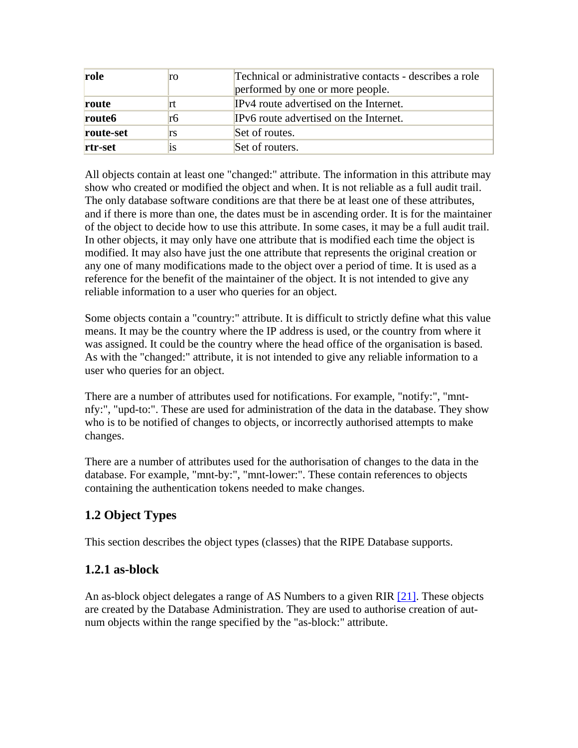| **role** | ro | Technical or administrative contacts - describes a role performed by one or more people. |
|---|---|---|
| **route** | rt | IPv4 route advertised on the Internet. |
| **route6** | r6 | IPv6 route advertised on the Internet. |
| **route-set** | rs | Set of routes. |
| **rtr-set** | is | Set of routers. |

All objects contain at least one "changed:" attribute. The information in this attribute may show who created or modified the object and when. It is not reliable as a full audit trail. The only database software conditions are that there be at least one of these attributes, and if there is more than one, the dates must be in ascending order. It is for the maintainer of the object to decide how to use this attribute. In some cases, it may be a full audit trail. In other objects, it may only have one attribute that is modified each time the object is modified. It may also have just the one attribute that represents the original creation or any one of many modifications made to the object over a period of time. It is used as a reference for the benefit of the maintainer of the object. It is not intended to give any reliable information to a user who queries for an object.

Some objects contain a "country:" attribute. It is difficult to strictly define what this value means. It may be the country where the IP address is used, or the country from where it was assigned. It could be the country where the head office of the organisation is based. As with the "changed:" attribute, it is not intended to give any reliable information to a user who queries for an object.

There are a number of attributes used for notifications. For example, "notify:", "mnt-nfy:", "upd-to:". These are used for administration of the data in the database. They show who is to be notified of changes to objects, or incorrectly authorised attempts to make changes.

There are a number of attributes used for the authorisation of changes to the data in the database. For example, "mnt-by:", "mnt-lower:". These contain references to objects containing the authentication tokens needed to make changes.

## 1.2 Object Types

This section describes the object types (classes) that the RIPE Database supports.

### 1.2.1 as-block

An as-block object delegates a range of AS Numbers to a given RIR [21]. These objects are created by the Database Administration. They are used to authorise creation of aut-num objects within the range specified by the "as-block:" attribute.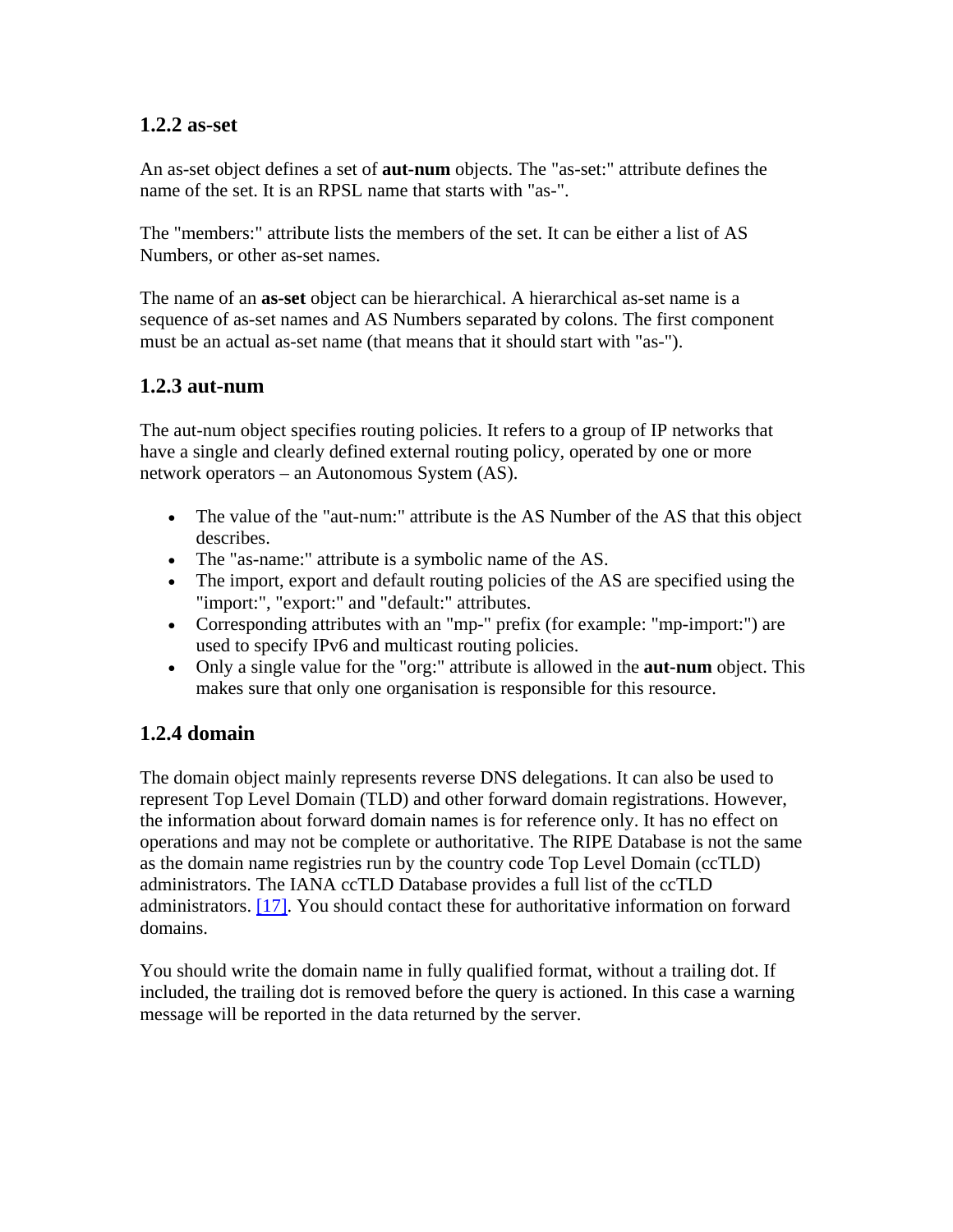### 1.2.2 as-set

An as-set object defines a set of **aut-num** objects. The "as-set:" attribute defines the name of the set. It is an RPSL name that starts with "as-".

The "members:" attribute lists the members of the set. It can be either a list of AS Numbers, or other as-set names.

The name of an **as-set** object can be hierarchical. A hierarchical as-set name is a sequence of as-set names and AS Numbers separated by colons. The first component must be an actual as-set name (that means that it should start with "as-").

### 1.2.3 aut-num

The aut-num object specifies routing policies. It refers to a group of IP networks that have a single and clearly defined external routing policy, operated by one or more network operators – an Autonomous System (AS).

- The value of the "aut-num:" attribute is the AS Number of the AS that this object describes.
- The "as-name:" attribute is a symbolic name of the AS.
- The import, export and default routing policies of the AS are specified using the "import:", "export:" and "default:" attributes.
- Corresponding attributes with an "mp-" prefix (for example: "mp-import:") are used to specify IPv6 and multicast routing policies.
- Only a single value for the "org:" attribute is allowed in the **aut-num** object. This makes sure that only one organisation is responsible for this resource.

### 1.2.4 domain

The domain object mainly represents reverse DNS delegations. It can also be used to represent Top Level Domain (TLD) and other forward domain registrations. However, the information about forward domain names is for reference only. It has no effect on operations and may not be complete or authoritative. The RIPE Database is not the same as the domain name registries run by the country code Top Level Domain (ccTLD) administrators. The IANA ccTLD Database provides a full list of the ccTLD administrators. [17]. You should contact these for authoritative information on forward domains.

You should write the domain name in fully qualified format, without a trailing dot. If included, the trailing dot is removed before the query is actioned. In this case a warning message will be reported in the data returned by the server.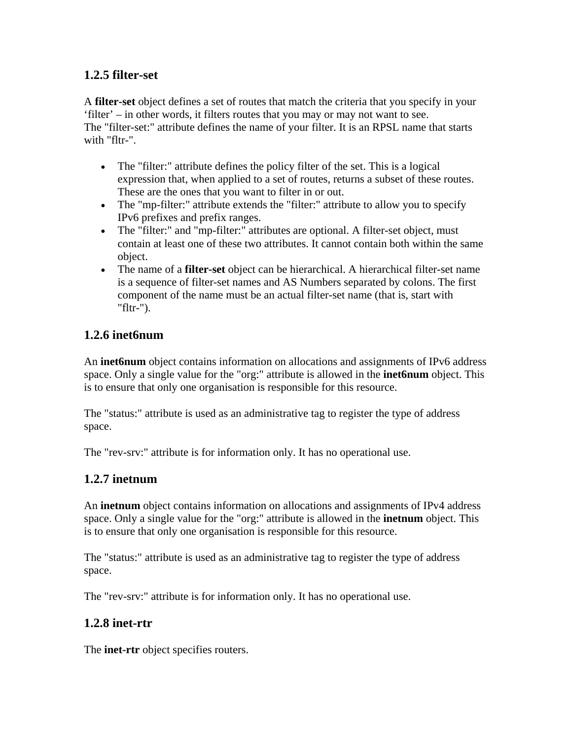### 1.2.5 filter-set

A **filter-set** object defines a set of routes that match the criteria that you specify in your 'filter' – in other words, it filters routes that you may or may not want to see.
The "filter-set:" attribute defines the name of your filter. It is an RPSL name that starts with "fltr-".

- The "filter:" attribute defines the policy filter of the set. This is a logical expression that, when applied to a set of routes, returns a subset of these routes. These are the ones that you want to filter in or out.
- The "mp-filter:" attribute extends the "filter:" attribute to allow you to specify IPv6 prefixes and prefix ranges.
- The "filter:" and "mp-filter:" attributes are optional. A filter-set object, must contain at least one of these two attributes. It cannot contain both within the same object.
- The name of a **filter-set** object can be hierarchical. A hierarchical filter-set name is a sequence of filter-set names and AS Numbers separated by colons. The first component of the name must be an actual filter-set name (that is, start with "fltr-").

### 1.2.6 inet6num

An **inet6num** object contains information on allocations and assignments of IPv6 address space. Only a single value for the "org:" attribute is allowed in the **inet6num** object. This is to ensure that only one organisation is responsible for this resource.

The "status:" attribute is used as an administrative tag to register the type of address space.

The "rev-srv:" attribute is for information only. It has no operational use.

### 1.2.7 inetnum

An **inetnum** object contains information on allocations and assignments of IPv4 address space. Only a single value for the "org:" attribute is allowed in the **inetnum** object. This is to ensure that only one organisation is responsible for this resource.

The "status:" attribute is used as an administrative tag to register the type of address space.

The "rev-srv:" attribute is for information only. It has no operational use.

### 1.2.8 inet-rtr

The **inet-rtr** object specifies routers.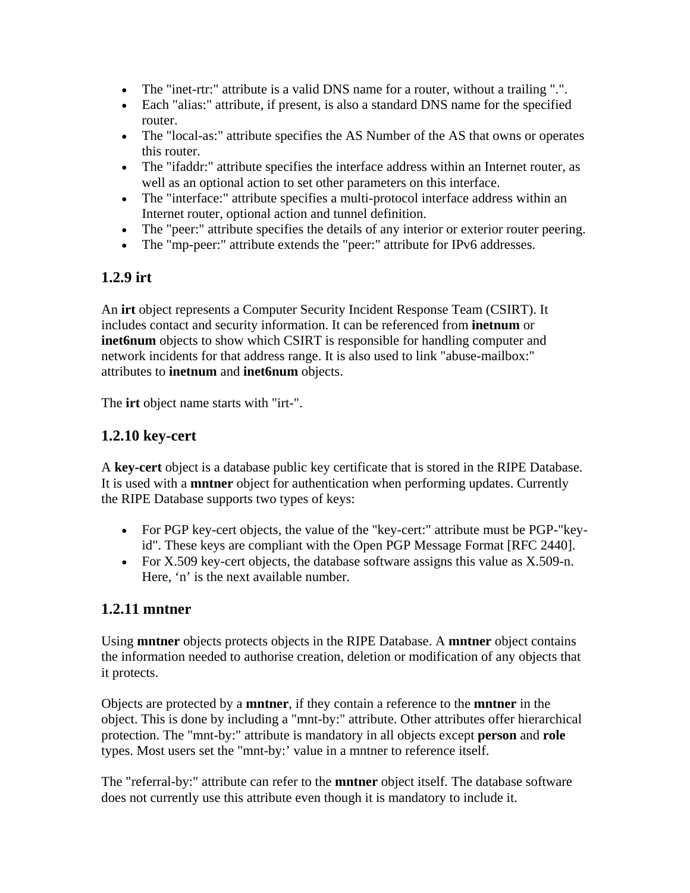- The "inet-rtr:" attribute is a valid DNS name for a router, without a trailing ".".
- Each "alias:" attribute, if present, is also a standard DNS name for the specified router.
- The "local-as:" attribute specifies the AS Number of the AS that owns or operates this router.
- The "ifaddr:" attribute specifies the interface address within an Internet router, as well as an optional action to set other parameters on this interface.
- The "interface:" attribute specifies a multi-protocol interface address within an Internet router, optional action and tunnel definition.
- The "peer:" attribute specifies the details of any interior or exterior router peering.
- The "mp-peer:" attribute extends the "peer:" attribute for IPv6 addresses.

### 1.2.9 irt

An **irt** object represents a Computer Security Incident Response Team (CSIRT). It includes contact and security information. It can be referenced from **inetnum** or **inet6num** objects to show which CSIRT is responsible for handling computer and network incidents for that address range. It is also used to link "abuse-mailbox:" attributes to **inetnum** and **inet6num** objects.

The **irt** object name starts with "irt-".

### 1.2.10 key-cert

A **key-cert** object is a database public key certificate that is stored in the RIPE Database. It is used with a **mntner** object for authentication when performing updates. Currently the RIPE Database supports two types of keys:

- For PGP key-cert objects, the value of the "key-cert:" attribute must be PGP-"key-id". These keys are compliant with the Open PGP Message Format [RFC 2440].
- For X.509 key-cert objects, the database software assigns this value as X.509-n. Here, ‘n’ is the next available number.

### 1.2.11 mntner

Using **mntner** objects protects objects in the RIPE Database. A **mntner** object contains the information needed to authorise creation, deletion or modification of any objects that it protects.

Objects are protected by a **mntner**, if they contain a reference to the **mntner** in the object. This is done by including a "mnt-by:" attribute. Other attributes offer hierarchical protection. The "mnt-by:" attribute is mandatory in all objects except **person** and **role** types. Most users set the "mnt-by:’ value in a mntner to reference itself.

The "referral-by:" attribute can refer to the **mntner** object itself. The database software does not currently use this attribute even though it is mandatory to include it.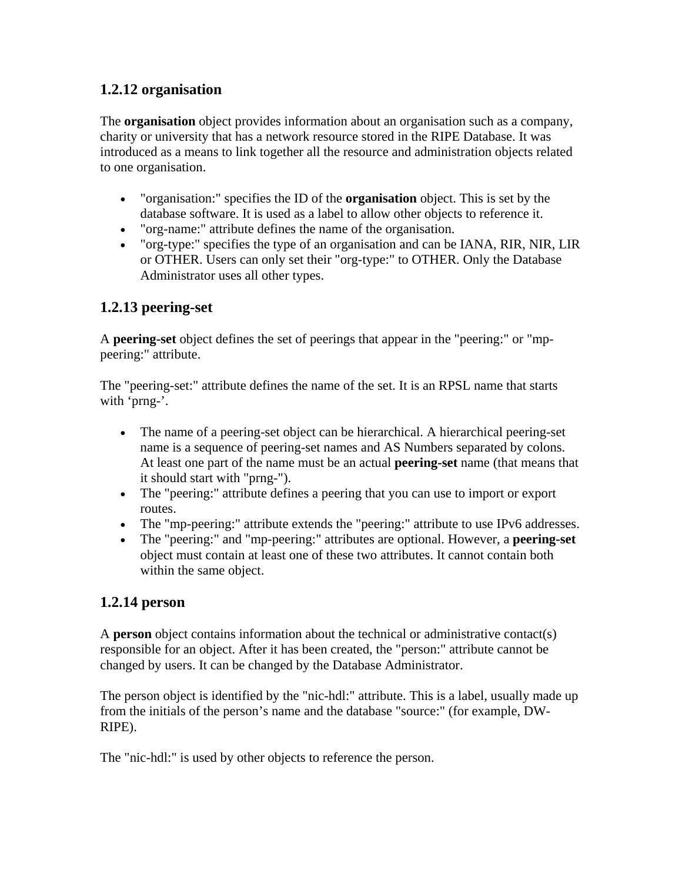### 1.2.12 organisation

The **organisation** object provides information about an organisation such as a company, charity or university that has a network resource stored in the RIPE Database. It was introduced as a means to link together all the resource and administration objects related to one organisation.

- "organisation:" specifies the ID of the **organisation** object. This is set by the database software. It is used as a label to allow other objects to reference it.
- "org-name:" attribute defines the name of the organisation.
- "org-type:" specifies the type of an organisation and can be IANA, RIR, NIR, LIR or OTHER. Users can only set their "org-type:" to OTHER. Only the Database Administrator uses all other types.

### 1.2.13 peering-set

A **peering-set** object defines the set of peerings that appear in the "peering:" or "mp-peering:" attribute.

The "peering-set:" attribute defines the name of the set. It is an RPSL name that starts with ‘prng-’.

- The name of a peering-set object can be hierarchical. A hierarchical peering-set name is a sequence of peering-set names and AS Numbers separated by colons. At least one part of the name must be an actual **peering-set** name (that means that it should start with "prng-").
- The "peering:" attribute defines a peering that you can use to import or export routes.
- The "mp-peering:" attribute extends the "peering:" attribute to use IPv6 addresses.
- The "peering:" and "mp-peering:" attributes are optional. However, a **peering-set** object must contain at least one of these two attributes. It cannot contain both within the same object.

### 1.2.14 person

A **person** object contains information about the technical or administrative contact(s) responsible for an object. After it has been created, the "person:" attribute cannot be changed by users. It can be changed by the Database Administrator.

The person object is identified by the "nic-hdl:" attribute. This is a label, usually made up from the initials of the person’s name and the database "source:" (for example, DW-RIPE).

The "nic-hdl:" is used by other objects to reference the person.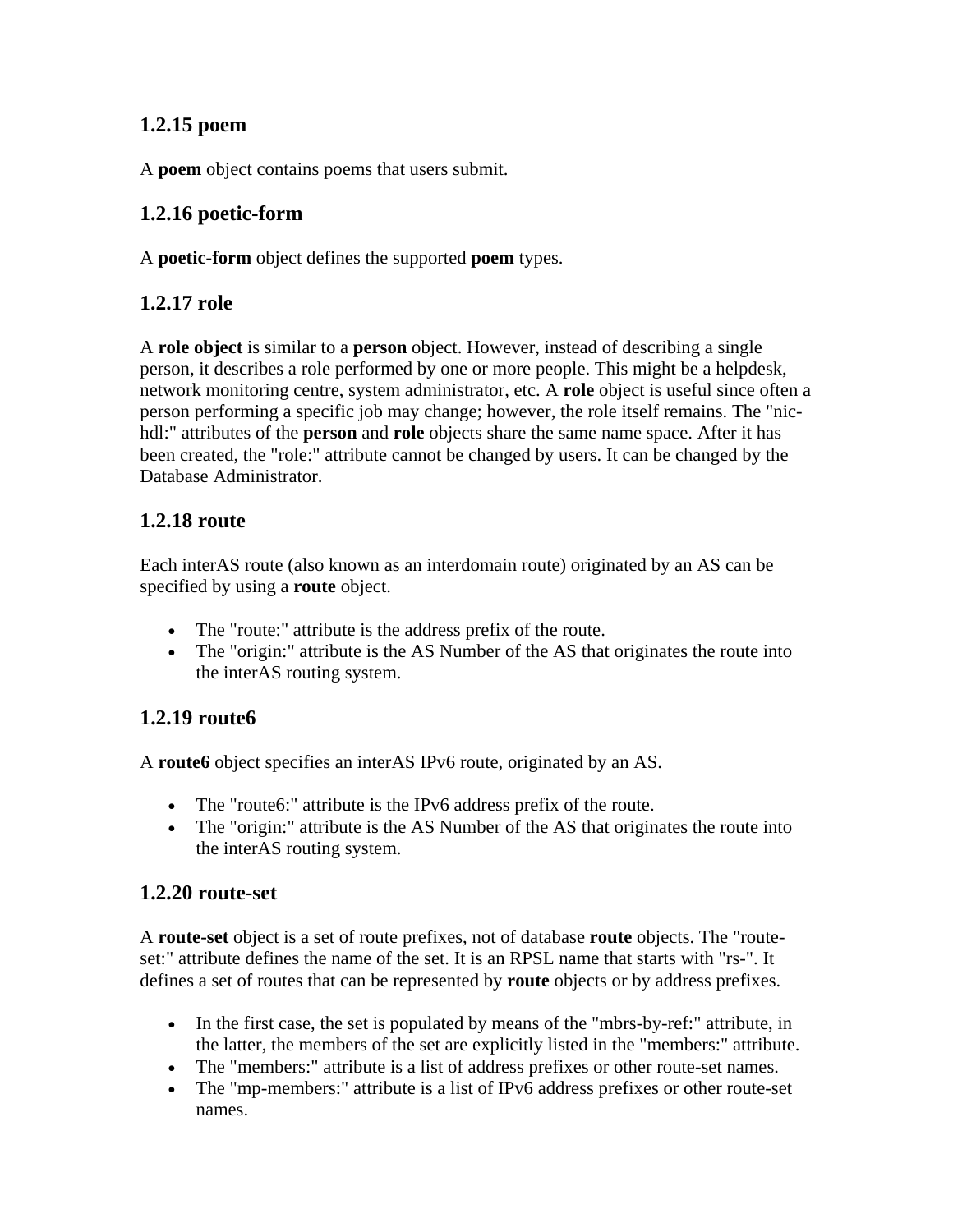### 1.2.15 poem

A **poem** object contains poems that users submit.

### 1.2.16 poetic-form

A **poetic-form** object defines the supported **poem** types.

### 1.2.17 role

A **role object** is similar to a **person** object. However, instead of describing a single person, it describes a role performed by one or more people. This might be a helpdesk, network monitoring centre, system administrator, etc. A **role** object is useful since often a person performing a specific job may change; however, the role itself remains. The "nic-hdl:" attributes of the **person** and **role** objects share the same name space. After it has been created, the "role:" attribute cannot be changed by users. It can be changed by the Database Administrator.

### 1.2.18 route

Each interAS route (also known as an interdomain route) originated by an AS can be specified by using a **route** object.

- The "route:" attribute is the address prefix of the route.
- The "origin:" attribute is the AS Number of the AS that originates the route into the interAS routing system.

### 1.2.19 route6

A **route6** object specifies an interAS IPv6 route, originated by an AS.

- The "route6:" attribute is the IPv6 address prefix of the route.
- The "origin:" attribute is the AS Number of the AS that originates the route into the interAS routing system.

### 1.2.20 route-set

A **route-set** object is a set of route prefixes, not of database **route** objects. The "route-set:" attribute defines the name of the set. It is an RPSL name that starts with "rs-". It defines a set of routes that can be represented by **route** objects or by address prefixes.

- In the first case, the set is populated by means of the "mbrs-by-ref:" attribute, in the latter, the members of the set are explicitly listed in the "members:" attribute.
- The "members:" attribute is a list of address prefixes or other route-set names.
- The "mp-members:" attribute is a list of IPv6 address prefixes or other route-set names.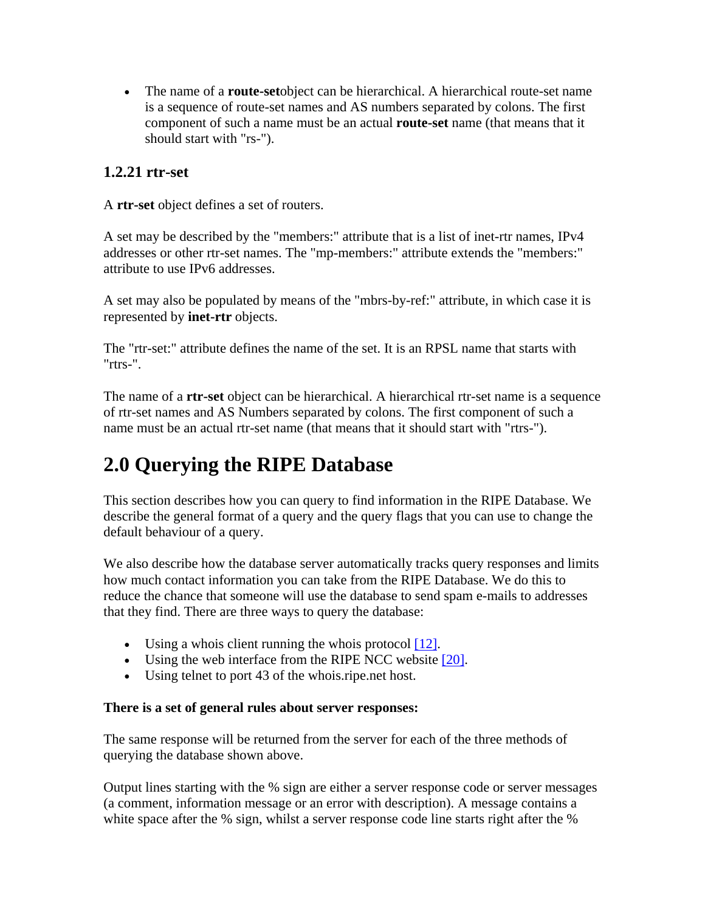- The name of a **route-set**object can be hierarchical. A hierarchical route-set name is a sequence of route-set names and AS numbers separated by colons. The first component of such a name must be an actual **route-set** name (that means that it should start with "rs-").

### 1.2.21 rtr-set

A **rtr-set** object defines a set of routers.

A set may be described by the "members:" attribute that is a list of inet-rtr names, IPv4 addresses or other rtr-set names. The "mp-members:" attribute extends the "members:" attribute to use IPv6 addresses.

A set may also be populated by means of the "mbrs-by-ref:" attribute, in which case it is represented by **inet-rtr** objects.

The "rtr-set:" attribute defines the name of the set. It is an RPSL name that starts with "rtrs-".

The name of a **rtr-set** object can be hierarchical. A hierarchical rtr-set name is a sequence of rtr-set names and AS Numbers separated by colons. The first component of such a name must be an actual rtr-set name (that means that it should start with "rtrs-").

# 2.0 Querying the RIPE Database

This section describes how you can query to find information in the RIPE Database. We describe the general format of a query and the query flags that you can use to change the default behaviour of a query.

We also describe how the database server automatically tracks query responses and limits how much contact information you can take from the RIPE Database. We do this to reduce the chance that someone will use the database to send spam e-mails to addresses that they find. There are three ways to query the database:

- Using a whois client running the whois protocol [12].
- Using the web interface from the RIPE NCC website [20].
- Using telnet to port 43 of the whois.ripe.net host.

**There is a set of general rules about server responses:**

The same response will be returned from the server for each of the three methods of querying the database shown above.

Output lines starting with the % sign are either a server response code or server messages (a comment, information message or an error with description). A message contains a white space after the % sign, whilst a server response code line starts right after the %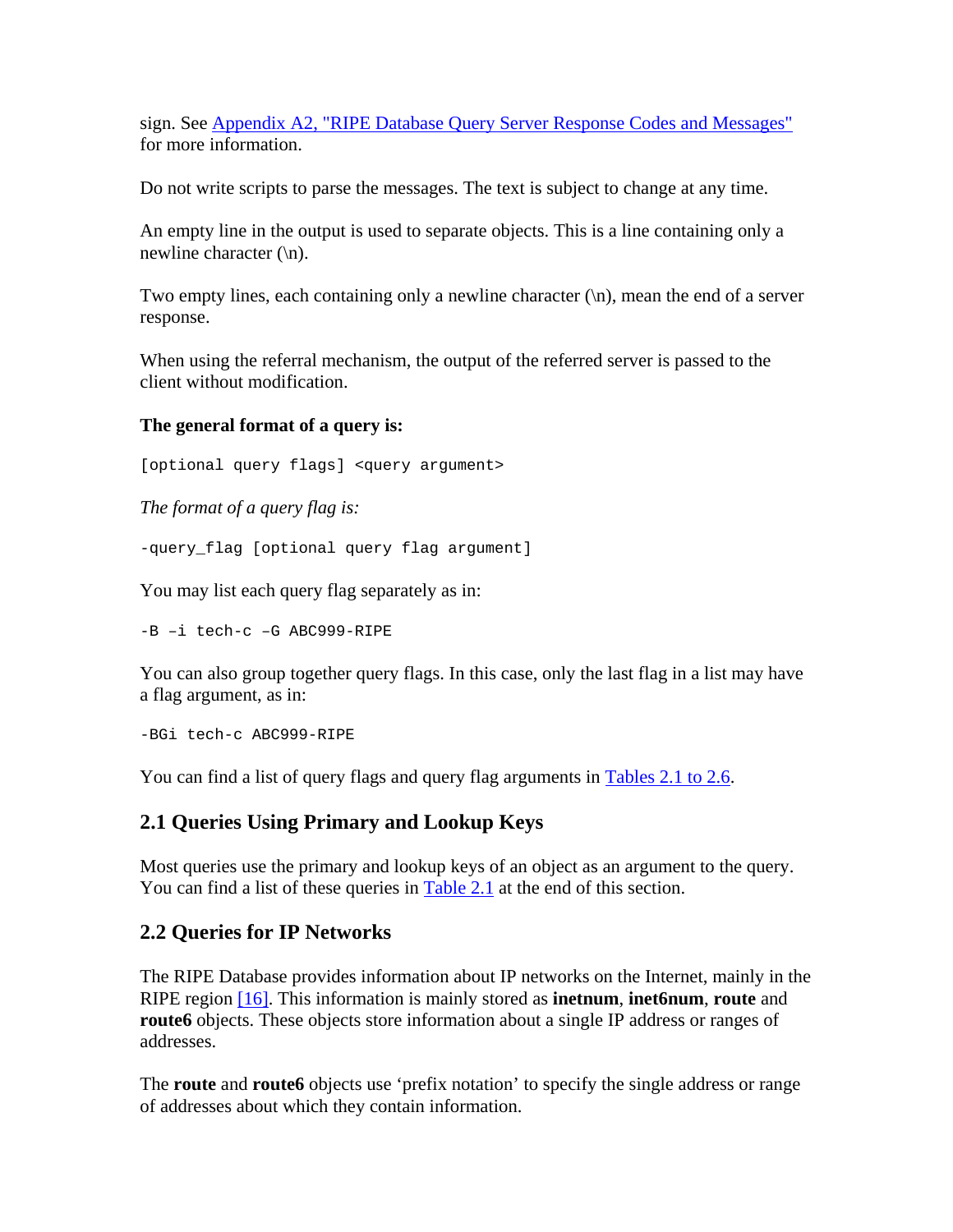sign. See Appendix A2, "RIPE Database Query Server Response Codes and Messages" for more information.

Do not write scripts to parse the messages. The text is subject to change at any time.

An empty line in the output is used to separate objects. This is a line containing only a newline character (\n).

Two empty lines, each containing only a newline character (\n), mean the end of a server response.

When using the referral mechanism, the output of the referred server is passed to the client without modification.

**The general format of a query is:**

```
[optional query flags] <query argument>
```

*The format of a query flag is:*

```
-query_flag [optional query flag argument]
```

You may list each query flag separately as in:

```
-B –i tech-c –G ABC999-RIPE
```

You can also group together query flags. In this case, only the last flag in a list may have a flag argument, as in:

```
-BGi tech-c ABC999-RIPE
```

You can find a list of query flags and query flag arguments in Tables 2.1 to 2.6.

## 2.1 Queries Using Primary and Lookup Keys

Most queries use the primary and lookup keys of an object as an argument to the query. You can find a list of these queries in Table 2.1 at the end of this section.

## 2.2 Queries for IP Networks

The RIPE Database provides information about IP networks on the Internet, mainly in the RIPE region [16]. This information is mainly stored as **inetnum**, **inet6num**, **route** and **route6** objects. These objects store information about a single IP address or ranges of addresses.

The **route** and **route6** objects use ‘prefix notation’ to specify the single address or range of addresses about which they contain information.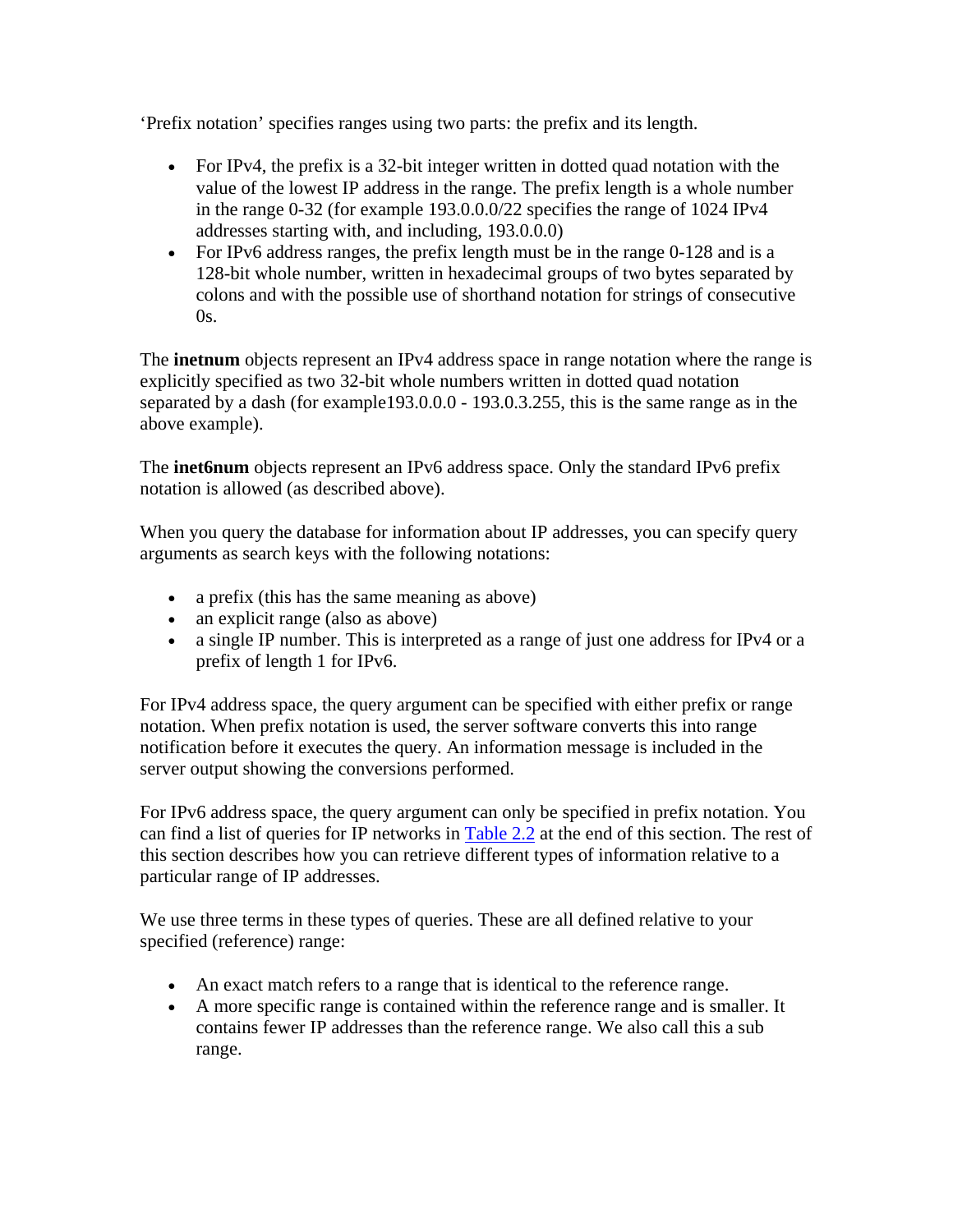‘Prefix notation’ specifies ranges using two parts: the prefix and its length.

- For IPv4, the prefix is a 32-bit integer written in dotted quad notation with the value of the lowest IP address in the range. The prefix length is a whole number in the range 0-32 (for example 193.0.0.0/22 specifies the range of 1024 IPv4 addresses starting with, and including, 193.0.0.0)
- For IPv6 address ranges, the prefix length must be in the range 0-128 and is a 128-bit whole number, written in hexadecimal groups of two bytes separated by colons and with the possible use of shorthand notation for strings of consecutive 0s.

The **inetnum** objects represent an IPv4 address space in range notation where the range is explicitly specified as two 32-bit whole numbers written in dotted quad notation separated by a dash (for example193.0.0.0 - 193.0.3.255, this is the same range as in the above example).

The **inet6num** objects represent an IPv6 address space. Only the standard IPv6 prefix notation is allowed (as described above).

When you query the database for information about IP addresses, you can specify query arguments as search keys with the following notations:

- a prefix (this has the same meaning as above)
- an explicit range (also as above)
- a single IP number. This is interpreted as a range of just one address for IPv4 or a prefix of length 1 for IPv6.

For IPv4 address space, the query argument can be specified with either prefix or range notation. When prefix notation is used, the server software converts this into range notification before it executes the query. An information message is included in the server output showing the conversions performed.

For IPv6 address space, the query argument can only be specified in prefix notation. You can find a list of queries for IP networks in Table 2.2 at the end of this section. The rest of this section describes how you can retrieve different types of information relative to a particular range of IP addresses.

We use three terms in these types of queries. These are all defined relative to your specified (reference) range:

- An exact match refers to a range that is identical to the reference range.
- A more specific range is contained within the reference range and is smaller. It contains fewer IP addresses than the reference range. We also call this a sub range.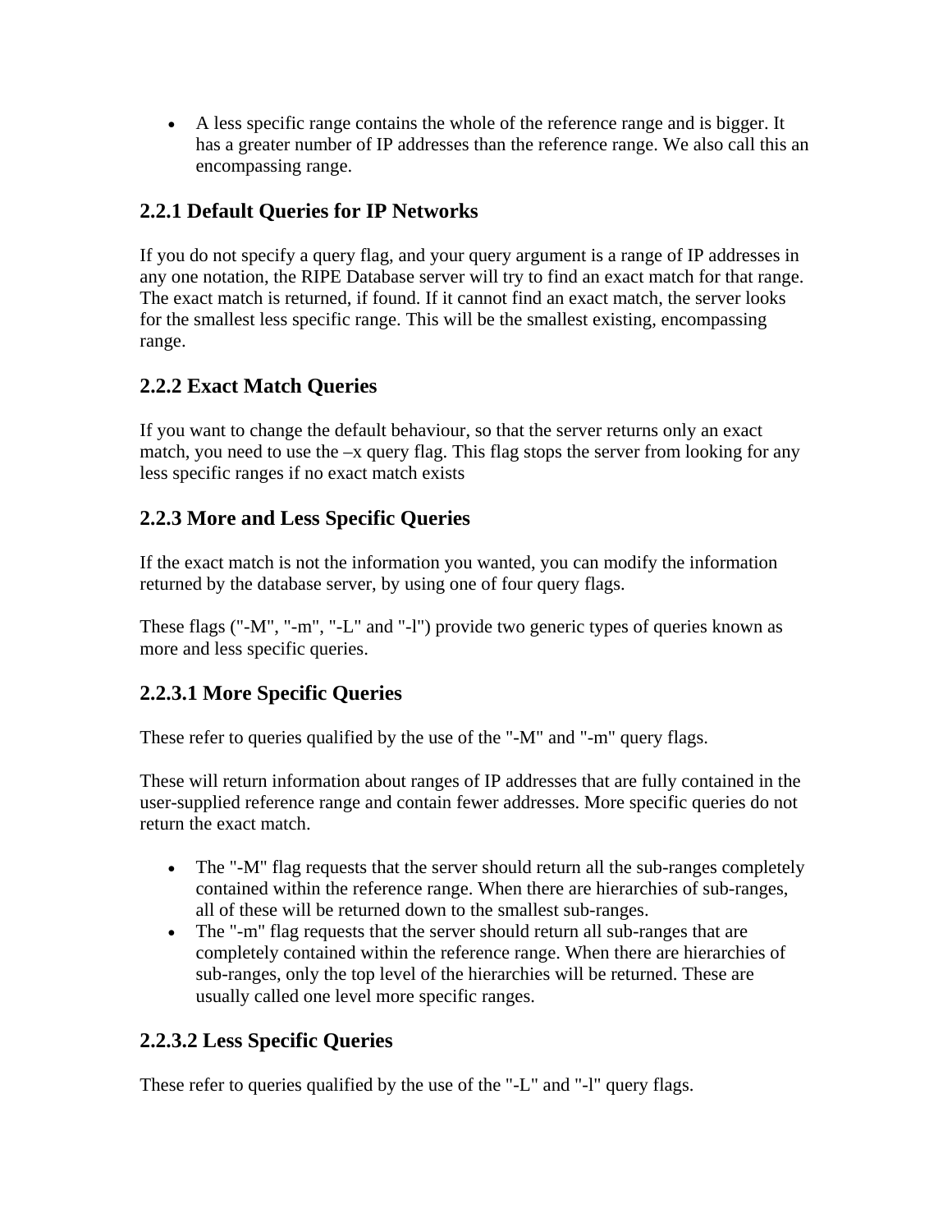- A less specific range contains the whole of the reference range and is bigger. It has a greater number of IP addresses than the reference range. We also call this an encompassing range.

### 2.2.1 Default Queries for IP Networks

If you do not specify a query flag, and your query argument is a range of IP addresses in any one notation, the RIPE Database server will try to find an exact match for that range. The exact match is returned, if found. If it cannot find an exact match, the server looks for the smallest less specific range. This will be the smallest existing, encompassing range.

### 2.2.2 Exact Match Queries

If you want to change the default behaviour, so that the server returns only an exact match, you need to use the –x query flag. This flag stops the server from looking for any less specific ranges if no exact match exists

### 2.2.3 More and Less Specific Queries

If the exact match is not the information you wanted, you can modify the information returned by the database server, by using one of four query flags.

These flags ("-M", "-m", "-L" and "-l") provide two generic types of queries known as more and less specific queries.

#### 2.2.3.1 More Specific Queries

These refer to queries qualified by the use of the "-M" and "-m" query flags.

These will return information about ranges of IP addresses that are fully contained in the user-supplied reference range and contain fewer addresses. More specific queries do not return the exact match.

- The "-M" flag requests that the server should return all the sub-ranges completely contained within the reference range. When there are hierarchies of sub-ranges, all of these will be returned down to the smallest sub-ranges.
- The "-m" flag requests that the server should return all sub-ranges that are completely contained within the reference range. When there are hierarchies of sub-ranges, only the top level of the hierarchies will be returned. These are usually called one level more specific ranges.

#### 2.2.3.2 Less Specific Queries

These refer to queries qualified by the use of the "-L" and "-l" query flags.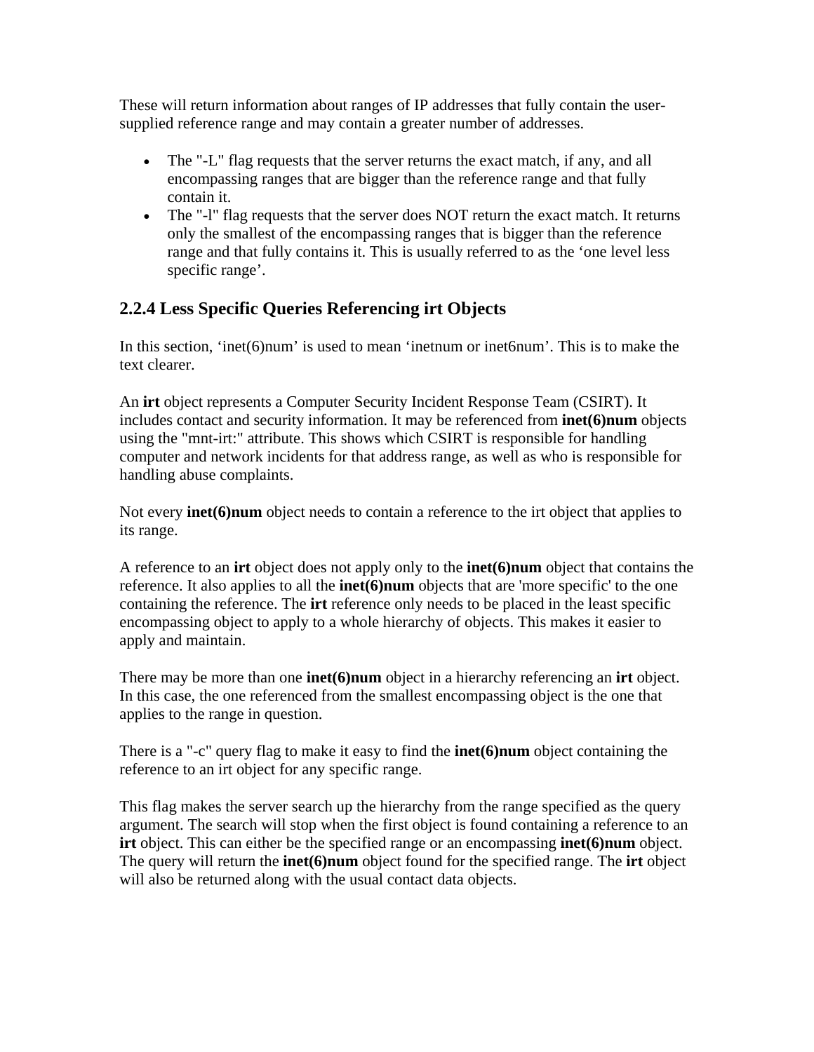These will return information about ranges of IP addresses that fully contain the user-supplied reference range and may contain a greater number of addresses.

- The "-L" flag requests that the server returns the exact match, if any, and all encompassing ranges that are bigger than the reference range and that fully contain it.
- The "-l" flag requests that the server does NOT return the exact match. It returns only the smallest of the encompassing ranges that is bigger than the reference range and that fully contains it. This is usually referred to as the ‘one level less specific range’.

### 2.2.4 Less Specific Queries Referencing irt Objects

In this section, ‘inet(6)num’ is used to mean ‘inetnum or inet6num’. This is to make the text clearer.

An **irt** object represents a Computer Security Incident Response Team (CSIRT). It includes contact and security information. It may be referenced from **inet(6)num** objects using the "mnt-irt:" attribute. This shows which CSIRT is responsible for handling computer and network incidents for that address range, as well as who is responsible for handling abuse complaints.

Not every **inet(6)num** object needs to contain a reference to the irt object that applies to its range.

A reference to an **irt** object does not apply only to the **inet(6)num** object that contains the reference. It also applies to all the **inet(6)num** objects that are 'more specific' to the one containing the reference. The **irt** reference only needs to be placed in the least specific encompassing object to apply to a whole hierarchy of objects. This makes it easier to apply and maintain.

There may be more than one **inet(6)num** object in a hierarchy referencing an **irt** object. In this case, the one referenced from the smallest encompassing object is the one that applies to the range in question.

There is a "-c" query flag to make it easy to find the **inet(6)num** object containing the reference to an irt object for any specific range.

This flag makes the server search up the hierarchy from the range specified as the query argument. The search will stop when the first object is found containing a reference to an **irt** object. This can either be the specified range or an encompassing **inet(6)num** object. The query will return the **inet(6)num** object found for the specified range. The **irt** object will also be returned along with the usual contact data objects.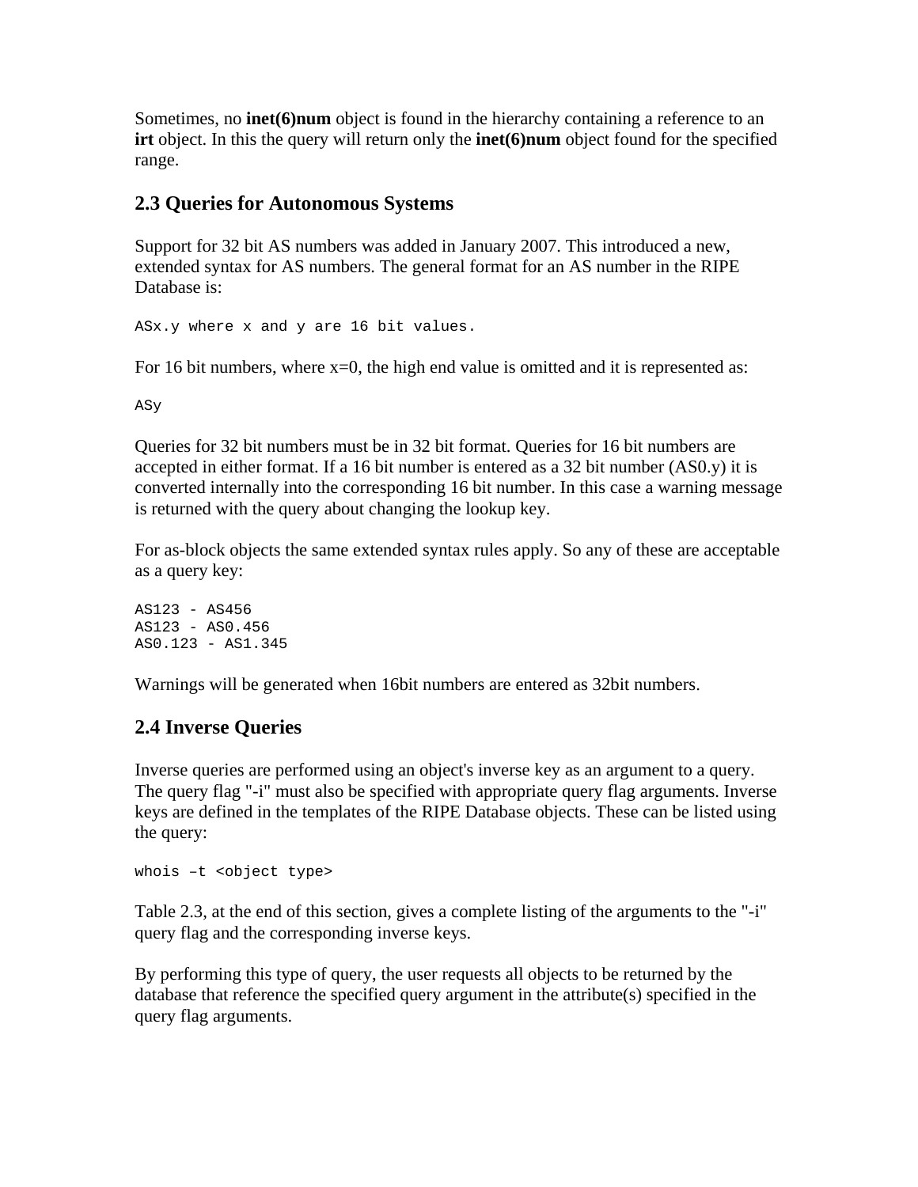Sometimes, no **inet(6)num** object is found in the hierarchy containing a reference to an **irt** object. In this the query will return only the **inet(6)num** object found for the specified range.

## 2.3 Queries for Autonomous Systems

Support for 32 bit AS numbers was added in January 2007. This introduced a new, extended syntax for AS numbers. The general format for an AS number in the RIPE Database is:

```
ASx.y where x and y are 16 bit values.
```

For 16 bit numbers, where x=0, the high end value is omitted and it is represented as:

```
ASy
```

Queries for 32 bit numbers must be in 32 bit format. Queries for 16 bit numbers are accepted in either format. If a 16 bit number is entered as a 32 bit number (AS0.y) it is converted internally into the corresponding 16 bit number. In this case a warning message is returned with the query about changing the lookup key.

For as-block objects the same extended syntax rules apply. So any of these are acceptable as a query key:

```
AS123 - AS456
AS123 - AS0.456
AS0.123 - AS1.345
```

Warnings will be generated when 16bit numbers are entered as 32bit numbers.

## 2.4 Inverse Queries

Inverse queries are performed using an object's inverse key as an argument to a query. The query flag "-i" must also be specified with appropriate query flag arguments. Inverse keys are defined in the templates of the RIPE Database objects. These can be listed using the query:

```
whois –t <object type>
```

Table 2.3, at the end of this section, gives a complete listing of the arguments to the "-i" query flag and the corresponding inverse keys.

By performing this type of query, the user requests all objects to be returned by the database that reference the specified query argument in the attribute(s) specified in the query flag arguments.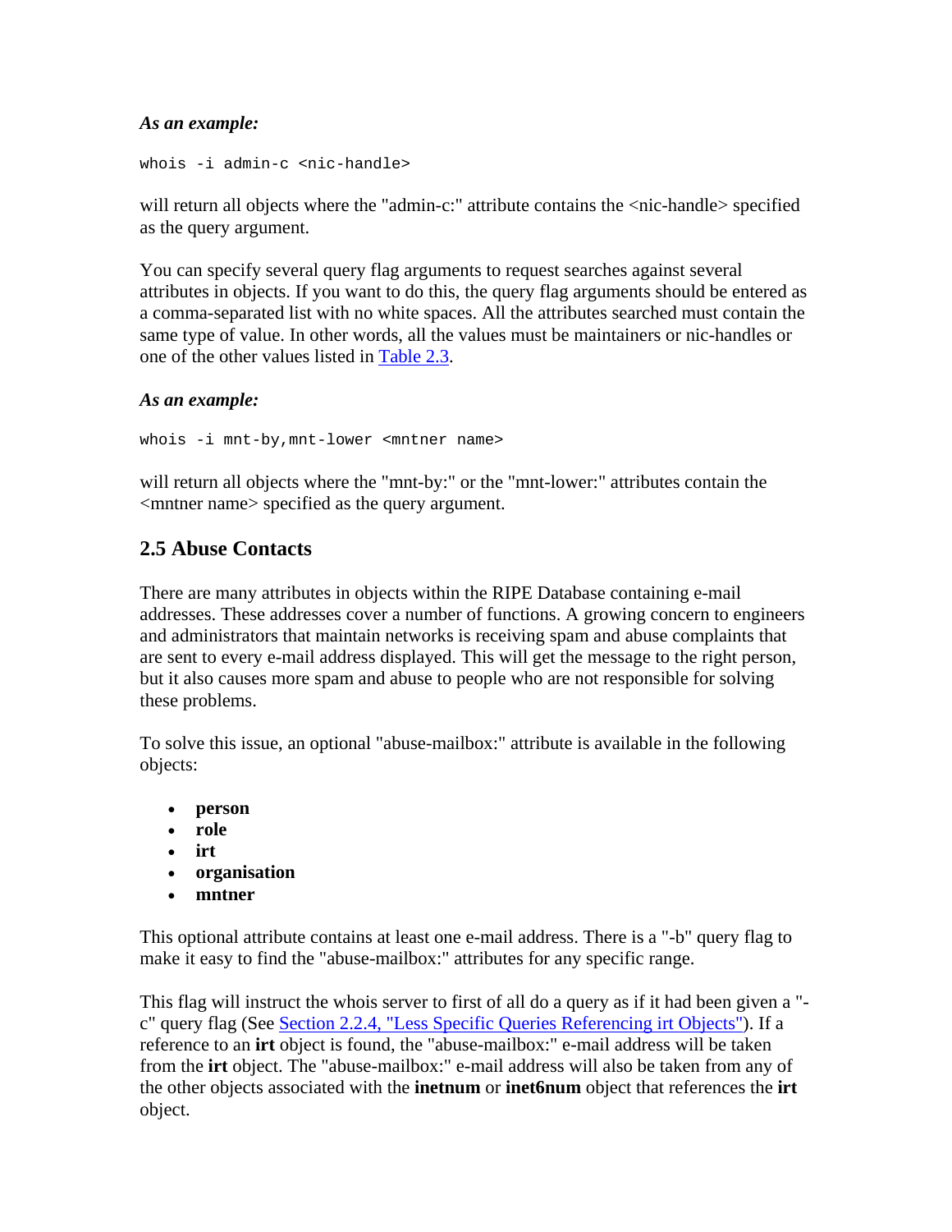***As an example:***

```
whois -i admin-c <nic-handle>
```

will return all objects where the "admin-c:" attribute contains the <nic-handle> specified as the query argument.

You can specify several query flag arguments to request searches against several attributes in objects. If you want to do this, the query flag arguments should be entered as a comma-separated list with no white spaces. All the attributes searched must contain the same type of value. In other words, all the values must be maintainers or nic-handles or one of the other values listed in Table 2.3.

***As an example:***

```
whois -i mnt-by,mnt-lower <mntner name>
```

will return all objects where the "mnt-by:" or the "mnt-lower:" attributes contain the <mntner name> specified as the query argument.

## 2.5 Abuse Contacts

There are many attributes in objects within the RIPE Database containing e-mail addresses. These addresses cover a number of functions. A growing concern to engineers and administrators that maintain networks is receiving spam and abuse complaints that are sent to every e-mail address displayed. This will get the message to the right person, but it also causes more spam and abuse to people who are not responsible for solving these problems.

To solve this issue, an optional "abuse-mailbox:" attribute is available in the following objects:

- **person**
- **role**
- **irt**
- **organisation**
- **mntner**

This optional attribute contains at least one e-mail address. There is a "-b" query flag to make it easy to find the "abuse-mailbox:" attributes for any specific range.

This flag will instruct the whois server to first of all do a query as if it had been given a "-c" query flag (See Section 2.2.4, "Less Specific Queries Referencing irt Objects"). If a reference to an **irt** object is found, the "abuse-mailbox:" e-mail address will be taken from the **irt** object. The "abuse-mailbox:" e-mail address will also be taken from any of the other objects associated with the **inetnum** or **inet6num** object that references the **irt** object.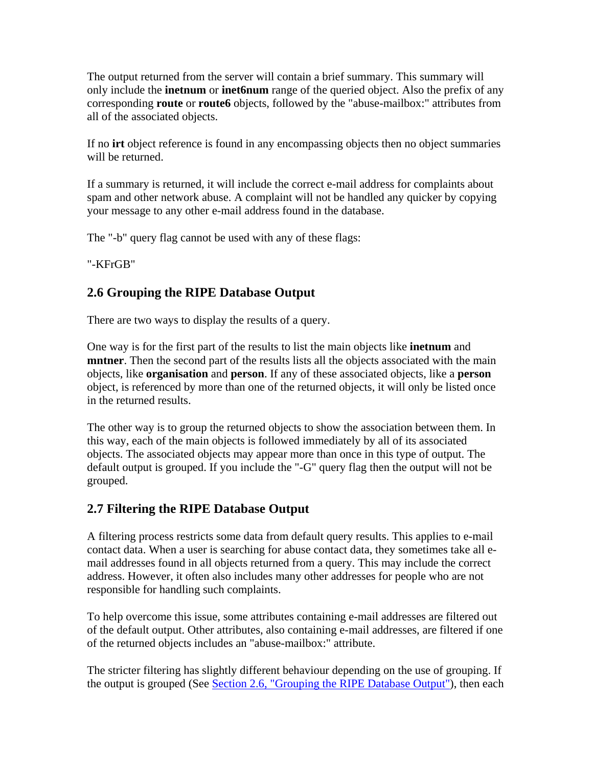The output returned from the server will contain a brief summary. This summary will only include the **inetnum** or **inet6num** range of the queried object. Also the prefix of any corresponding **route** or **route6** objects, followed by the "abuse-mailbox:" attributes from all of the associated objects.

If no **irt** object reference is found in any encompassing objects then no object summaries will be returned.

If a summary is returned, it will include the correct e-mail address for complaints about spam and other network abuse. A complaint will not be handled any quicker by copying your message to any other e-mail address found in the database.

The "-b" query flag cannot be used with any of these flags:

"-KFrGB"

## 2.6 Grouping the RIPE Database Output

There are two ways to display the results of a query.

One way is for the first part of the results to list the main objects like **inetnum** and **mntner**. Then the second part of the results lists all the objects associated with the main objects, like **organisation** and **person**. If any of these associated objects, like a **person** object, is referenced by more than one of the returned objects, it will only be listed once in the returned results.

The other way is to group the returned objects to show the association between them. In this way, each of the main objects is followed immediately by all of its associated objects. The associated objects may appear more than once in this type of output. The default output is grouped. If you include the "-G" query flag then the output will not be grouped.

## 2.7 Filtering the RIPE Database Output

A filtering process restricts some data from default query results. This applies to e-mail contact data. When a user is searching for abuse contact data, they sometimes take all e-mail addresses found in all objects returned from a query. This may include the correct address. However, it often also includes many other addresses for people who are not responsible for handling such complaints.

To help overcome this issue, some attributes containing e-mail addresses are filtered out of the default output. Other attributes, also containing e-mail addresses, are filtered if one of the returned objects includes an "abuse-mailbox:" attribute.

The stricter filtering has slightly different behaviour depending on the use of grouping. If the output is grouped (See Section 2.6, "Grouping the RIPE Database Output"), then each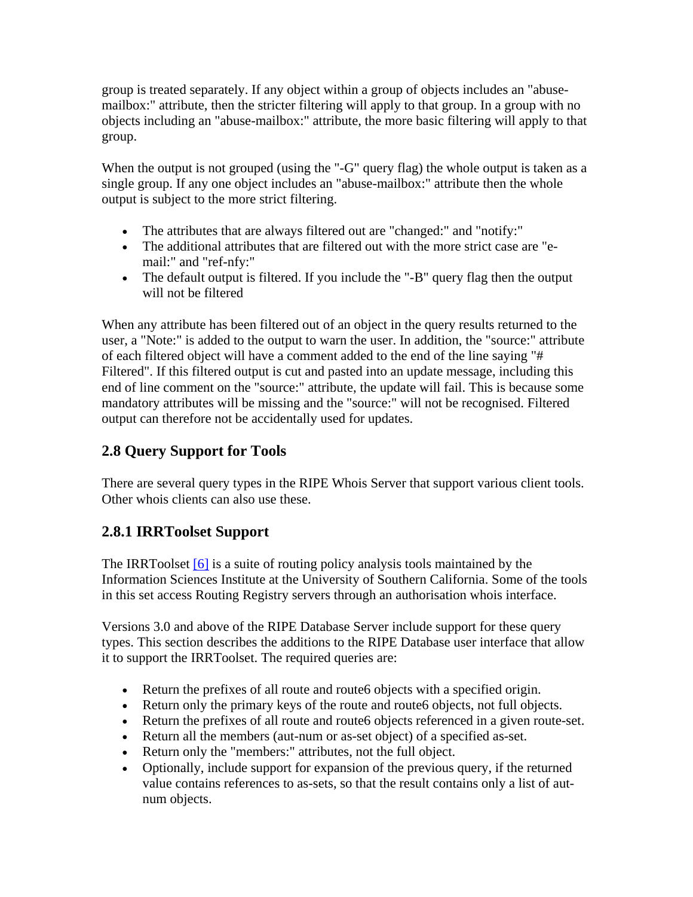group is treated separately. If any object within a group of objects includes an "abuse-mailbox:" attribute, then the stricter filtering will apply to that group. In a group with no objects including an "abuse-mailbox:" attribute, the more basic filtering will apply to that group.

When the output is not grouped (using the "-G" query flag) the whole output is taken as a single group. If any one object includes an "abuse-mailbox:" attribute then the whole output is subject to the more strict filtering.

- The attributes that are always filtered out are "changed:" and "notify:"
- The additional attributes that are filtered out with the more strict case are "e-mail:" and "ref-nfy:"
- The default output is filtered. If you include the "-B" query flag then the output will not be filtered

When any attribute has been filtered out of an object in the query results returned to the user, a "Note:" is added to the output to warn the user. In addition, the "source:" attribute of each filtered object will have a comment added to the end of the line saying "# Filtered". If this filtered output is cut and pasted into an update message, including this end of line comment on the "source:" attribute, the update will fail. This is because some mandatory attributes will be missing and the "source:" will not be recognised. Filtered output can therefore not be accidentally used for updates.

## 2.8 Query Support for Tools

There are several query types in the RIPE Whois Server that support various client tools. Other whois clients can also use these.

### 2.8.1 IRRToolset Support

The IRRToolset [6] is a suite of routing policy analysis tools maintained by the Information Sciences Institute at the University of Southern California. Some of the tools in this set access Routing Registry servers through an authorisation whois interface.

Versions 3.0 and above of the RIPE Database Server include support for these query types. This section describes the additions to the RIPE Database user interface that allow it to support the IRRToolset. The required queries are:

- Return the prefixes of all route and route6 objects with a specified origin.
- Return only the primary keys of the route and route6 objects, not full objects.
- Return the prefixes of all route and route6 objects referenced in a given route-set.
- Return all the members (aut-num or as-set object) of a specified as-set.
- Return only the "members:" attributes, not the full object.
- Optionally, include support for expansion of the previous query, if the returned value contains references to as-sets, so that the result contains only a list of aut-num objects.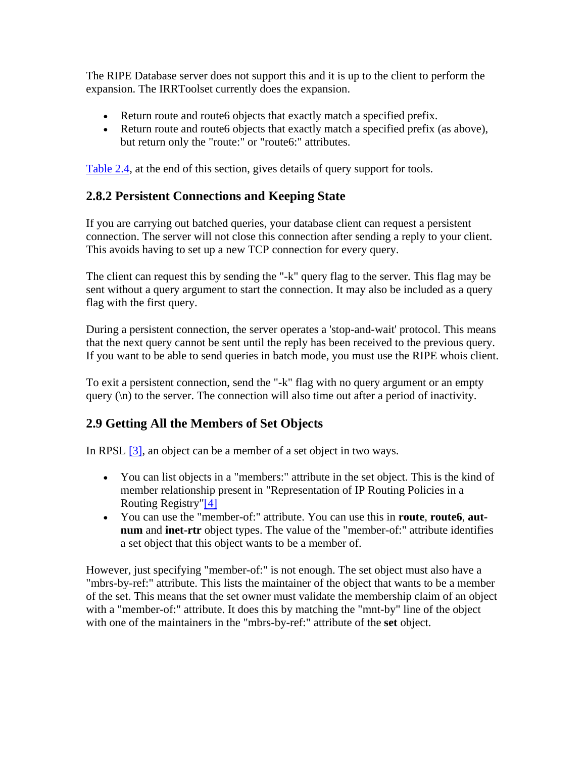The RIPE Database server does not support this and it is up to the client to perform the expansion. The IRRToolset currently does the expansion.

- Return route and route6 objects that exactly match a specified prefix.
- Return route and route6 objects that exactly match a specified prefix (as above), but return only the "route:" or "route6:" attributes.

Table 2.4, at the end of this section, gives details of query support for tools.

### 2.8.2 Persistent Connections and Keeping State

If you are carrying out batched queries, your database client can request a persistent connection. The server will not close this connection after sending a reply to your client. This avoids having to set up a new TCP connection for every query.

The client can request this by sending the "-k" query flag to the server. This flag may be sent without a query argument to start the connection. It may also be included as a query flag with the first query.

During a persistent connection, the server operates a 'stop-and-wait' protocol. This means that the next query cannot be sent until the reply has been received to the previous query. If you want to be able to send queries in batch mode, you must use the RIPE whois client.

To exit a persistent connection, send the "-k" flag with no query argument or an empty query (\n) to the server. The connection will also time out after a period of inactivity.

## 2.9 Getting All the Members of Set Objects

In RPSL [3], an object can be a member of a set object in two ways.

- You can list objects in a "members:" attribute in the set object. This is the kind of member relationship present in "Representation of IP Routing Policies in a Routing Registry"[4]
- You can use the "member-of:" attribute. You can use this in **route**, **route6**, **aut-num** and **inet-rtr** object types. The value of the "member-of:" attribute identifies a set object that this object wants to be a member of.

However, just specifying "member-of:" is not enough. The set object must also have a "mbrs-by-ref:" attribute. This lists the maintainer of the object that wants to be a member of the set. This means that the set owner must validate the membership claim of an object with a "member-of:" attribute. It does this by matching the "mnt-by" line of the object with one of the maintainers in the "mbrs-by-ref:" attribute of the **set** object.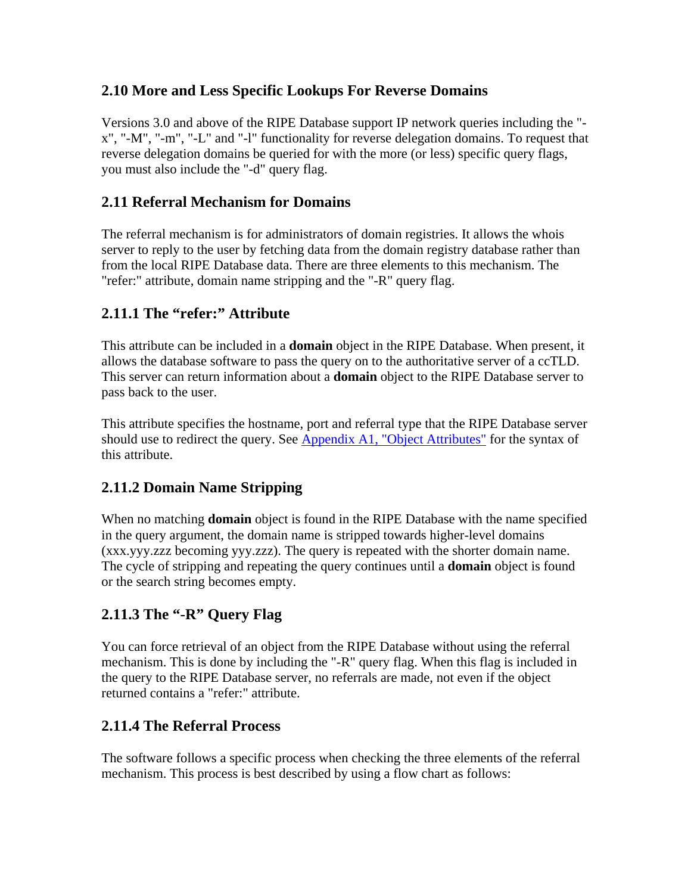## 2.10 More and Less Specific Lookups For Reverse Domains

Versions 3.0 and above of the RIPE Database support IP network queries including the "-x", "-M", "-m", "-L" and "-l" functionality for reverse delegation domains. To request that reverse delegation domains be queried for with the more (or less) specific query flags, you must also include the "-d" query flag.

## 2.11 Referral Mechanism for Domains

The referral mechanism is for administrators of domain registries. It allows the whois server to reply to the user by fetching data from the domain registry database rather than from the local RIPE Database data. There are three elements to this mechanism. The "refer:" attribute, domain name stripping and the "-R" query flag.

### 2.11.1 The “refer:” Attribute

This attribute can be included in a **domain** object in the RIPE Database. When present, it allows the database software to pass the query on to the authoritative server of a ccTLD. This server can return information about a **domain** object to the RIPE Database server to pass back to the user.

This attribute specifies the hostname, port and referral type that the RIPE Database server should use to redirect the query. See Appendix A1, "Object Attributes" for the syntax of this attribute.

### 2.11.2 Domain Name Stripping

When no matching **domain** object is found in the RIPE Database with the name specified in the query argument, the domain name is stripped towards higher-level domains (xxx.yyy.zzz becoming yyy.zzz). The query is repeated with the shorter domain name. The cycle of stripping and repeating the query continues until a **domain** object is found or the search string becomes empty.

### 2.11.3 The “-R” Query Flag

You can force retrieval of an object from the RIPE Database without using the referral mechanism. This is done by including the "-R" query flag. When this flag is included in the query to the RIPE Database server, no referrals are made, not even if the object returned contains a "refer:" attribute.

### 2.11.4 The Referral Process

The software follows a specific process when checking the three elements of the referral mechanism. This process is best described by using a flow chart as follows: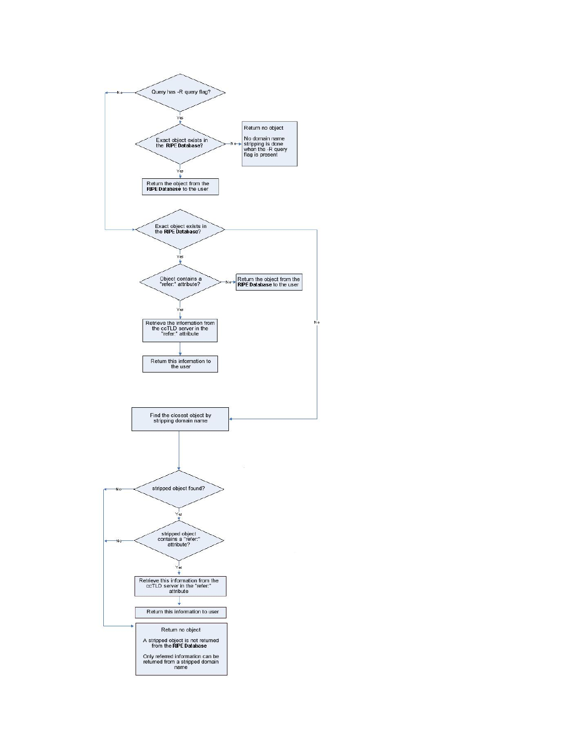Query has -R query flag?

Yes → Exact object exists in the **RIPE Database**?

- No → Return no object

  No domain name stripping is done when the -R query flag is present!

- Yes → Return the object from the **RIPE Database** to the user

No → Exact object exists in the **RIPE Database**?

- Yes → Object contains a "refer:" attribute?
  - No → Return the object from the **RIPE Database** to the user
  - Yes → Retrieve the information from the ccTLD server in the "refer:" attribute → Return this information to the user
- No → Find the closest object by stripping domain name → stripped object found?
  - No → Return no object
  - Yes → stripped object contains a "refer:" attribute?
    - No → Return no object
    - Yes → Retrieve this information from the ccTLD server in the "refer:" attribute → Return this information to user

Return no object

A stripped object is not returned from the **RIPE Database**

Only referred information can be returned from a stripped domain name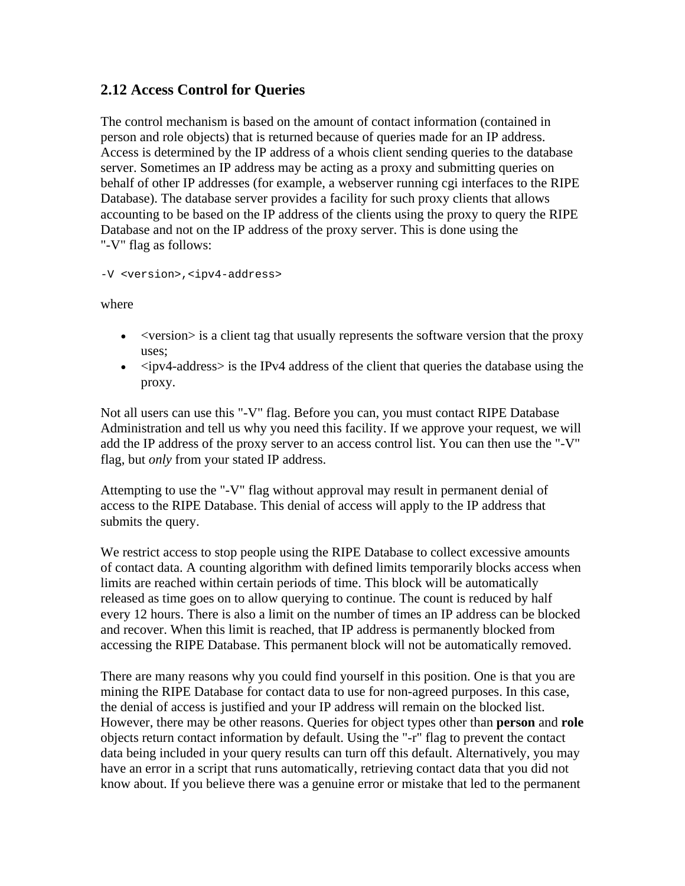## 2.12 Access Control for Queries

The control mechanism is based on the amount of contact information (contained in person and role objects) that is returned because of queries made for an IP address. Access is determined by the IP address of a whois client sending queries to the database server. Sometimes an IP address may be acting as a proxy and submitting queries on behalf of other IP addresses (for example, a webserver running cgi interfaces to the RIPE Database). The database server provides a facility for such proxy clients that allows accounting to be based on the IP address of the clients using the proxy to query the RIPE Database and not on the IP address of the proxy server. This is done using the "-V" flag as follows:

```
-V <version>,<ipv4-address>
```

where

- <version> is a client tag that usually represents the software version that the proxy uses;
- <ipv4-address> is the IPv4 address of the client that queries the database using the proxy.

Not all users can use this "-V" flag. Before you can, you must contact RIPE Database Administration and tell us why you need this facility. If we approve your request, we will add the IP address of the proxy server to an access control list. You can then use the "-V" flag, but *only* from your stated IP address.

Attempting to use the "-V" flag without approval may result in permanent denial of access to the RIPE Database. This denial of access will apply to the IP address that submits the query.

We restrict access to stop people using the RIPE Database to collect excessive amounts of contact data. A counting algorithm with defined limits temporarily blocks access when limits are reached within certain periods of time. This block will be automatically released as time goes on to allow querying to continue. The count is reduced by half every 12 hours. There is also a limit on the number of times an IP address can be blocked and recover. When this limit is reached, that IP address is permanently blocked from accessing the RIPE Database. This permanent block will not be automatically removed.

There are many reasons why you could find yourself in this position. One is that you are mining the RIPE Database for contact data to use for non-agreed purposes. In this case, the denial of access is justified and your IP address will remain on the blocked list. However, there may be other reasons. Queries for object types other than **person** and **role** objects return contact information by default. Using the "-r" flag to prevent the contact data being included in your query results can turn off this default. Alternatively, you may have an error in a script that runs automatically, retrieving contact data that you did not know about. If you believe there was a genuine error or mistake that led to the permanent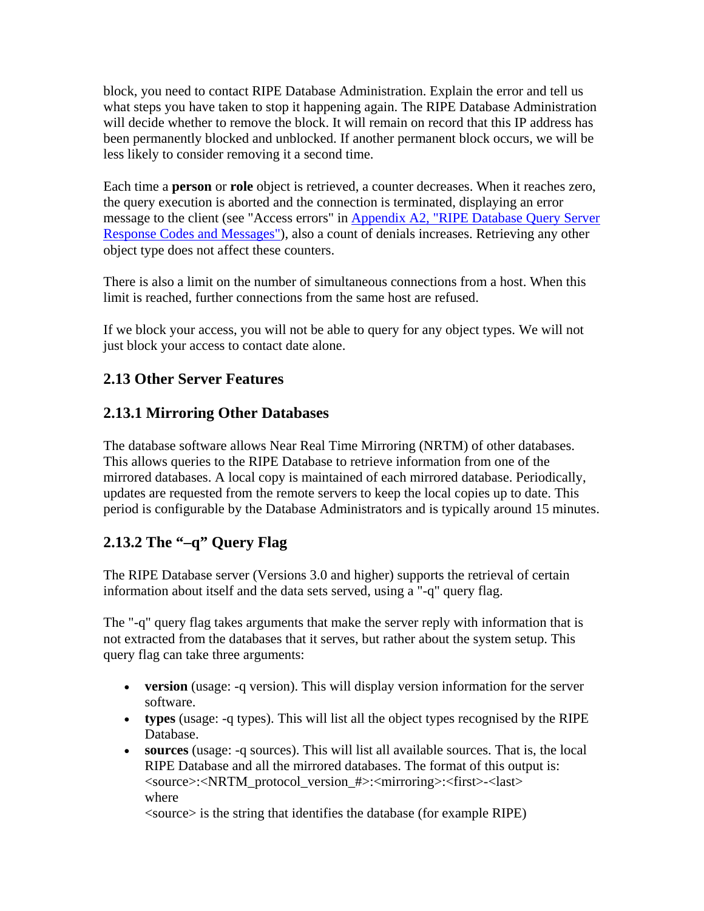block, you need to contact RIPE Database Administration. Explain the error and tell us what steps you have taken to stop it happening again. The RIPE Database Administration will decide whether to remove the block. It will remain on record that this IP address has been permanently blocked and unblocked. If another permanent block occurs, we will be less likely to consider removing it a second time.

Each time a **person** or **role** object is retrieved, a counter decreases. When it reaches zero, the query execution is aborted and the connection is terminated, displaying an error message to the client (see "Access errors" in Appendix A2, "RIPE Database Query Server Response Codes and Messages"), also a count of denials increases. Retrieving any other object type does not affect these counters.

There is also a limit on the number of simultaneous connections from a host. When this limit is reached, further connections from the same host are refused.

If we block your access, you will not be able to query for any object types. We will not just block your access to contact date alone.

## 2.13 Other Server Features

### 2.13.1 Mirroring Other Databases

The database software allows Near Real Time Mirroring (NRTM) of other databases. This allows queries to the RIPE Database to retrieve information from one of the mirrored databases. A local copy is maintained of each mirrored database. Periodically, updates are requested from the remote servers to keep the local copies up to date. This period is configurable by the Database Administrators and is typically around 15 minutes.

### 2.13.2 The "–q" Query Flag

The RIPE Database server (Versions 3.0 and higher) supports the retrieval of certain information about itself and the data sets served, using a "-q" query flag.

The "-q" query flag takes arguments that make the server reply with information that is not extracted from the databases that it serves, but rather about the system setup. This query flag can take three arguments:

- **version** (usage: -q version). This will display version information for the server software.
- **types** (usage: -q types). This will list all the object types recognised by the RIPE Database.
- **sources** (usage: -q sources). This will list all available sources. That is, the local RIPE Database and all the mirrored databases. The format of this output is:
  <source>:<NRTM_protocol_version_#>:<mirroring>:<first>-<last>
  where
  <source> is the string that identifies the database (for example RIPE)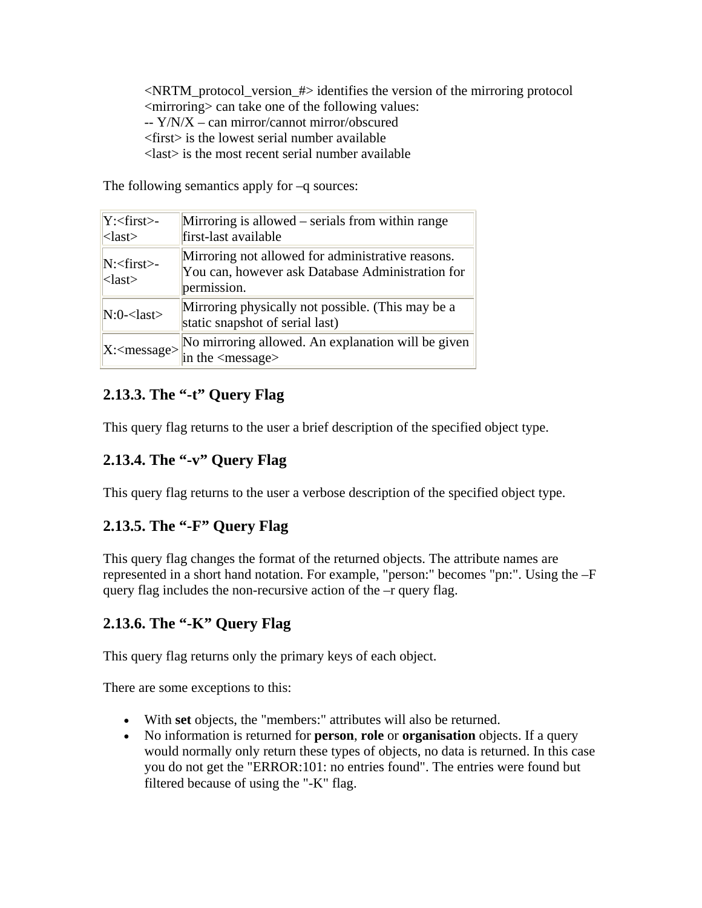<NRTM_protocol_version_#> identifies the version of the mirroring protocol
<mirroring> can take one of the following values:
-- Y/N/X – can mirror/cannot mirror/obscured
<first> is the lowest serial number available
<last> is the most recent serial number available

The following semantics apply for –q sources:

| | |
|---|---|
| Y:<first>-<last> | Mirroring is allowed – serials from within range first-last available |
| N:<first>-<last> | Mirroring not allowed for administrative reasons. You can, however ask Database Administration for permission. |
| N:0-<last> | Mirroring physically not possible. (This may be a static snapshot of serial last) |
| X:<message> | No mirroring allowed. An explanation will be given in the <message> |

### 2.13.3. The "-t" Query Flag

This query flag returns to the user a brief description of the specified object type.

### 2.13.4. The "-v" Query Flag

This query flag returns to the user a verbose description of the specified object type.

### 2.13.5. The "-F" Query Flag

This query flag changes the format of the returned objects. The attribute names are represented in a short hand notation. For example, "person:" becomes "pn:". Using the –F query flag includes the non-recursive action of the –r query flag.

### 2.13.6. The "-K" Query Flag

This query flag returns only the primary keys of each object.

There are some exceptions to this:

- With **set** objects, the "members:" attributes will also be returned.
- No information is returned for **person**, **role** or **organisation** objects. If a query would normally only return these types of objects, no data is returned. In this case you do not get the "ERROR:101: no entries found". The entries were found but filtered because of using the "-K" flag.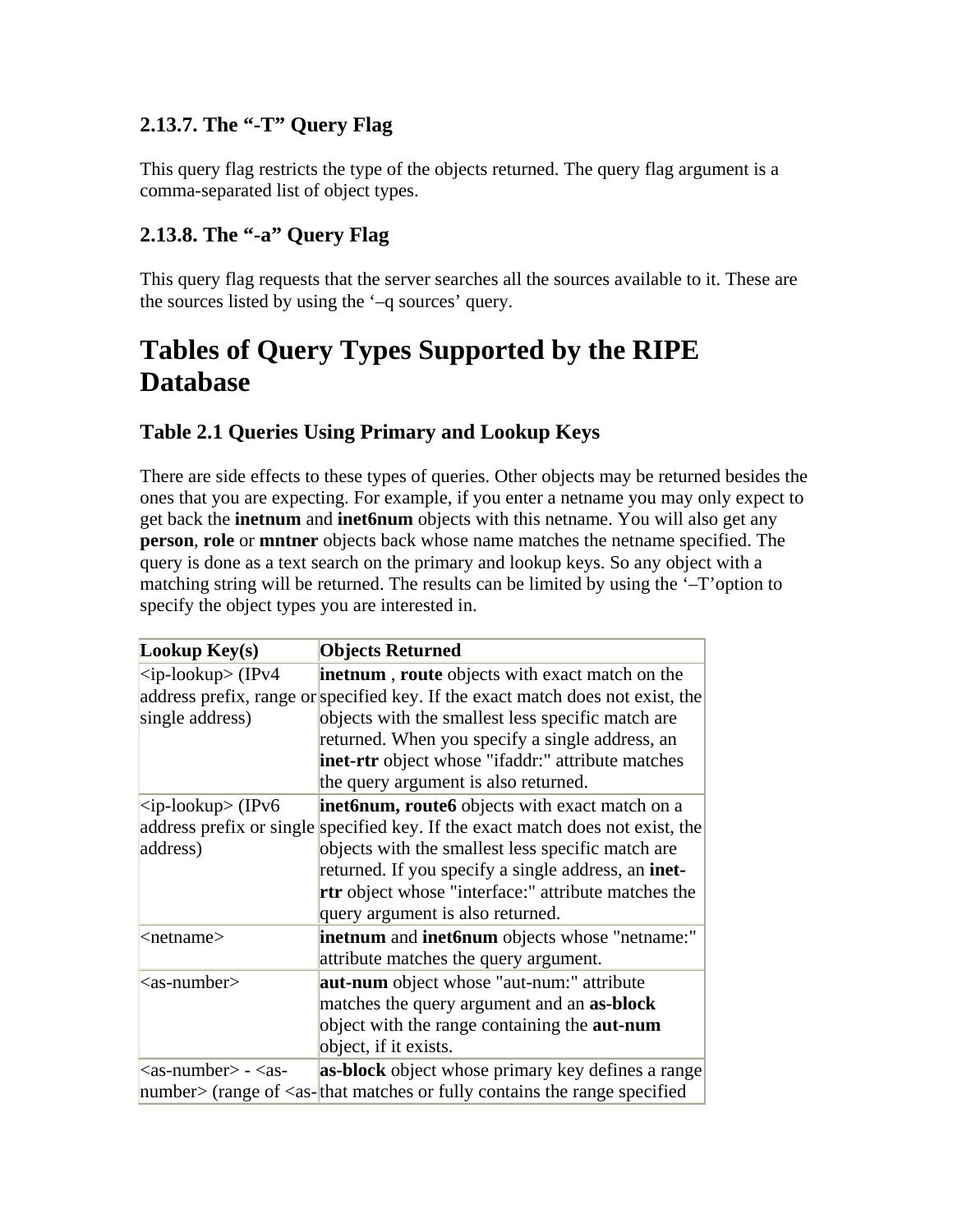### 2.13.7. The “-T” Query Flag

This query flag restricts the type of the objects returned. The query flag argument is a comma-separated list of object types.

### 2.13.8. The “-a” Query Flag

This query flag requests that the server searches all the sources available to it. These are the sources listed by using the ‘–q sources’ query.

# Tables of Query Types Supported by the RIPE Database

### Table 2.1 Queries Using Primary and Lookup Keys

There are side effects to these types of queries. Other objects may be returned besides the ones that you are expecting. For example, if you enter a netname you may only expect to get back the **inetnum** and **inet6num** objects with this netname. You will also get any **person**, **role** or **mntner** objects back whose name matches the netname specified. The query is done as a text search on the primary and lookup keys. So any object with a matching string will be returned. The results can be limited by using the ‘–T’option to specify the object types you are interested in.

| Lookup Key(s) | Objects Returned |
|---|---|
| <ip-lookup> (IPv4 address prefix, range or single address) | **inetnum** , **route** objects with exact match on the specified key. If the exact match does not exist, the objects with the smallest less specific match are returned. When you specify a single address, an **inet-rtr** object whose "ifaddr:" attribute matches the query argument is also returned. |
| <ip-lookup> (IPv6 address prefix or single address) | **inet6num, route6** objects with exact match on a specified key. If the exact match does not exist, the objects with the smallest less specific match are returned. If you specify a single address, an **inet-rtr** object whose "interface:" attribute matches the query argument is also returned. |
| <netname> | **inetnum** and **inet6num** objects whose "netname:" attribute matches the query argument. |
| <as-number> | **aut-num** object whose "aut-num:" attribute matches the query argument and an **as-block** object with the range containing the **aut-num** object, if it exists. |
| <as-number> - <as-number> (range of <as- | **as-block** object whose primary key defines a range that matches or fully contains the range specified |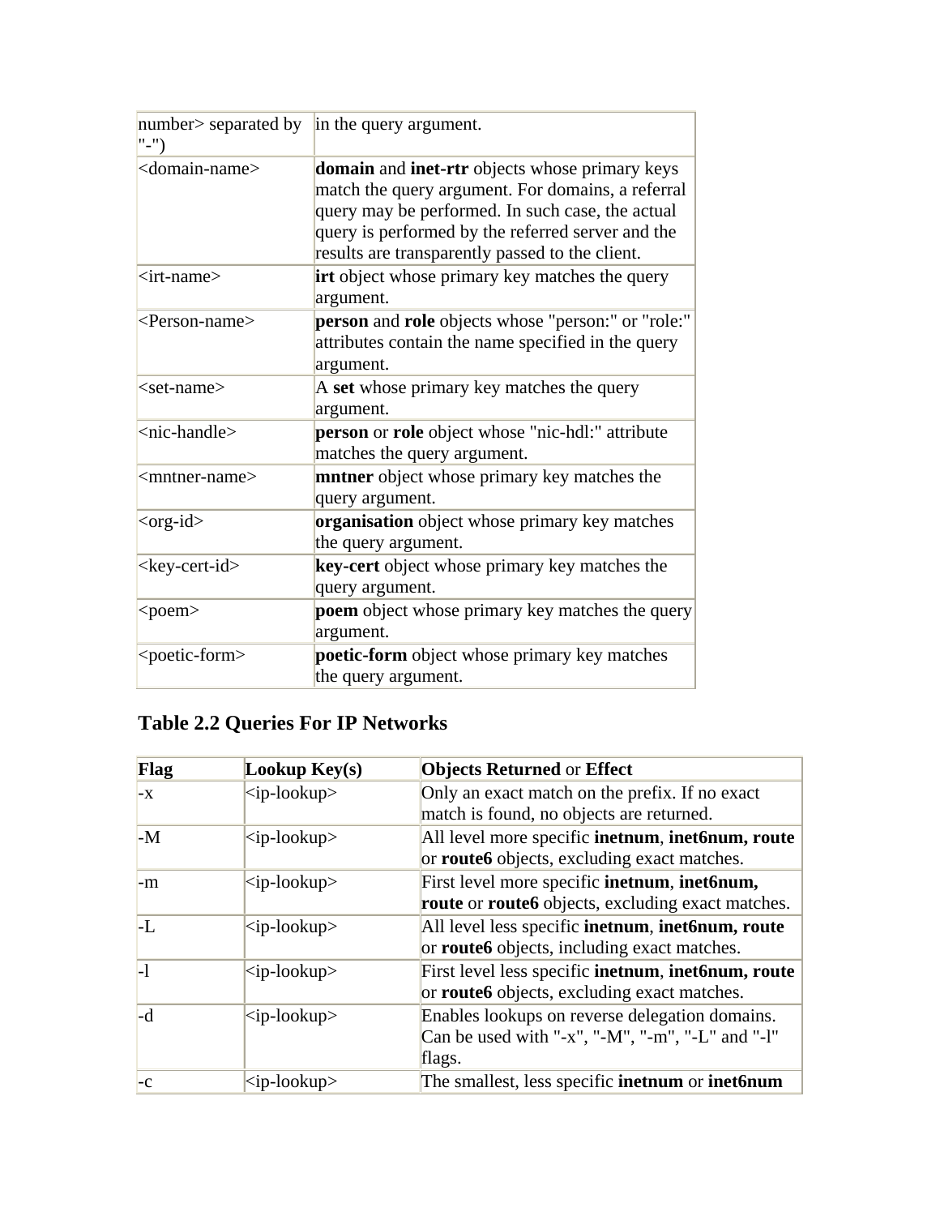| | |
|---|---|
| number> separated by "-") | in the query argument. |
| <domain-name> | **domain** and **inet-rtr** objects whose primary keys match the query argument. For domains, a referral query may be performed. In such case, the actual query is performed by the referred server and the results are transparently passed to the client. |
| <irt-name> | **irt** object whose primary key matches the query argument. |
| <Person-name> | **person** and **role** objects whose "person:" or "role:" attributes contain the name specified in the query argument. |
| <set-name> | A **set** whose primary key matches the query argument. |
| <nic-handle> | **person** or **role** object whose "nic-hdl:" attribute matches the query argument. |
| <mntner-name> | **mntner** object whose primary key matches the query argument. |
| <org-id> | **organisation** object whose primary key matches the query argument. |
| <key-cert-id> | **key-cert** object whose primary key matches the query argument. |
| <poem> | **poem** object whose primary key matches the query argument. |
| <poetic-form> | **poetic-form** object whose primary key matches the query argument. |

## Table 2.2 Queries For IP Networks

| Flag | Lookup Key(s) | Objects Returned or Effect |
|---|---|---|
| -x | <ip-lookup> | Only an exact match on the prefix. If no exact match is found, no objects are returned. |
| -M | <ip-lookup> | All level more specific **inetnum**, **inet6num, route** or **route6** objects, excluding exact matches. |
| -m | <ip-lookup> | First level more specific **inetnum**, **inet6num, route** or **route6** objects, excluding exact matches. |
| -L | <ip-lookup> | All level less specific **inetnum**, **inet6num, route** or **route6** objects, including exact matches. |
| -l | <ip-lookup> | First level less specific **inetnum**, **inet6num, route** or **route6** objects, excluding exact matches. |
| -d | <ip-lookup> | Enables lookups on reverse delegation domains. Can be used with "-x", "-M", "-m", "-L" and "-l" flags. |
| -c | <ip-lookup> | The smallest, less specific **inetnum** or **inet6num** |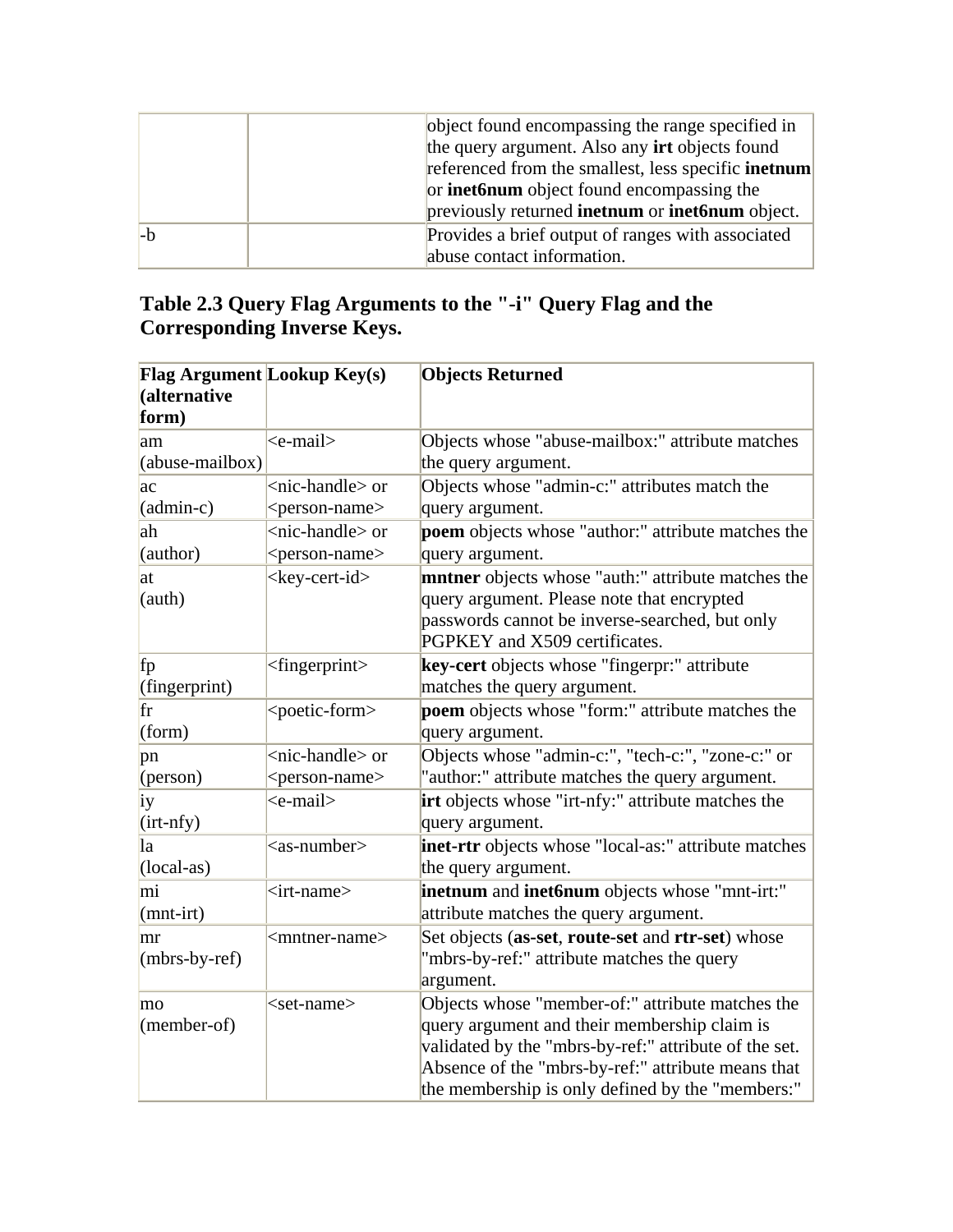| | | object found encompassing the range specified in the query argument. Also any **irt** objects found referenced from the smallest, less specific **inetnum** or **inet6num** object found encompassing the previously returned **inetnum** or **inet6num** object. |
|---|---|---|
| -b | | Provides a brief output of ranges with associated abuse contact information. |

### Table 2.3 Query Flag Arguments to the "-i" Query Flag and the Corresponding Inverse Keys.

| **Flag Argument (alternative form)** | **Lookup Key(s)** | **Objects Returned** |
|---|---|---|
| am (abuse-mailbox) | <e-mail> | Objects whose "abuse-mailbox:" attribute matches the query argument. |
| ac (admin-c) | <nic-handle> or <person-name> | Objects whose "admin-c:" attributes match the query argument. |
| ah (author) | <nic-handle> or <person-name> | **poem** objects whose "author:" attribute matches the query argument. |
| at (auth) | <key-cert-id> | **mntner** objects whose "auth:" attribute matches the query argument. Please note that encrypted passwords cannot be inverse-searched, but only PGPKEY and X509 certificates. |
| fp (fingerprint) | <fingerprint> | **key-cert** objects whose "fingerpr:" attribute matches the query argument. |
| fr (form) | <poetic-form> | **poem** objects whose "form:" attribute matches the query argument. |
| pn (person) | <nic-handle> or <person-name> | Objects whose "admin-c:", "tech-c:", "zone-c:" or "author:" attribute matches the query argument. |
| iy (irt-nfy) | <e-mail> | **irt** objects whose "irt-nfy:" attribute matches the query argument. |
| la (local-as) | <as-number> | **inet-rtr** objects whose "local-as:" attribute matches the query argument. |
| mi (mnt-irt) | <irt-name> | **inetnum** and **inet6num** objects whose "mnt-irt:" attribute matches the query argument. |
| mr (mbrs-by-ref) | <mntner-name> | Set objects (**as-set**, **route-set** and **rtr-set**) whose "mbrs-by-ref:" attribute matches the query argument. |
| mo (member-of) | <set-name> | Objects whose "member-of:" attribute matches the query argument and their membership claim is validated by the "mbrs-by-ref:" attribute of the set. Absence of the "mbrs-by-ref:" attribute means that the membership is only defined by the "members:" |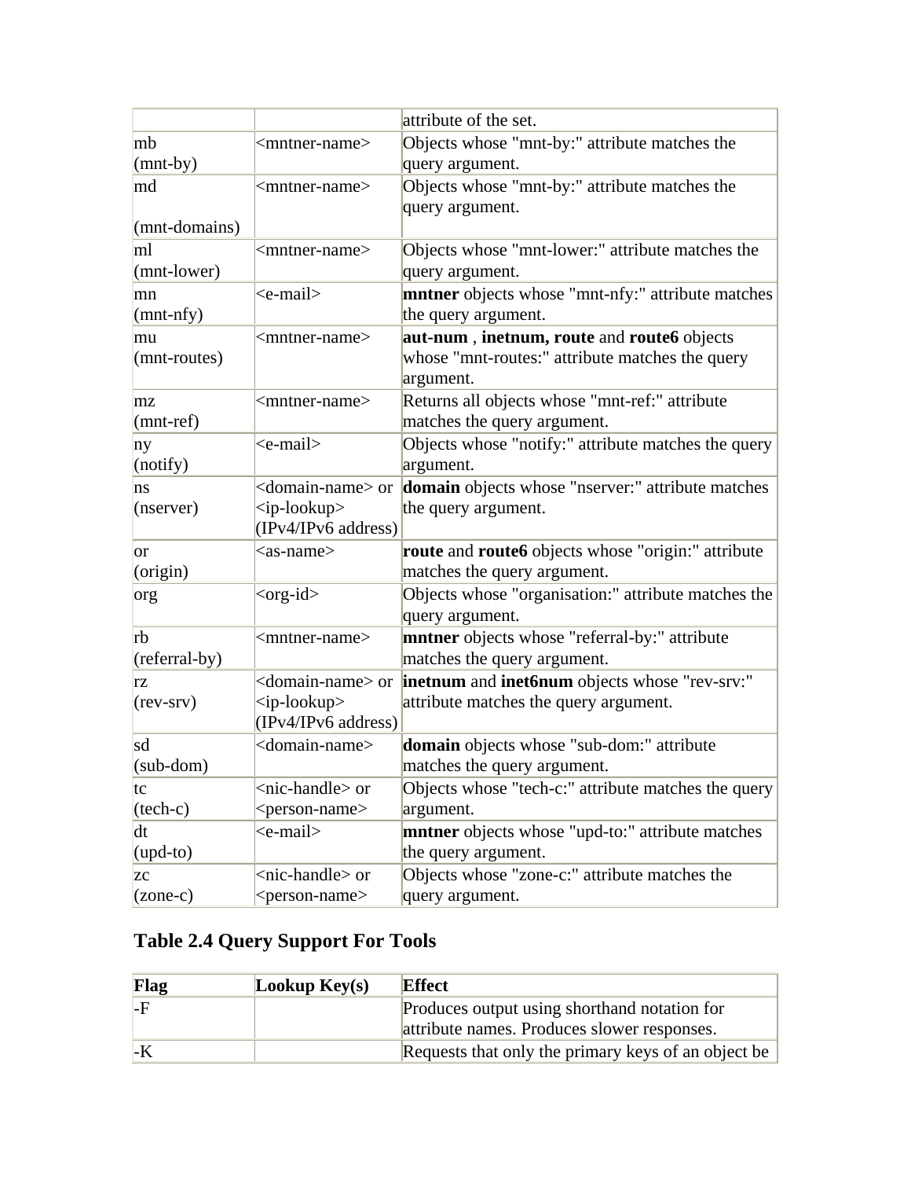| | | attribute of the set. |
|---|---|---|
| mb (mnt-by) | <mntner-name> | Objects whose "mnt-by:" attribute matches the query argument. |
| md (mnt-domains) | <mntner-name> | Objects whose "mnt-by:" attribute matches the query argument. |
| ml (mnt-lower) | <mntner-name> | Objects whose "mnt-lower:" attribute matches the query argument. |
| mn (mnt-nfy) | <e-mail> | **mntner** objects whose "mnt-nfy:" attribute matches the query argument. |
| mu (mnt-routes) | <mntner-name> | **aut-num** , **inetnum, route** and **route6** objects whose "mnt-routes:" attribute matches the query argument. |
| mz (mnt-ref) | <mntner-name> | Returns all objects whose "mnt-ref:" attribute matches the query argument. |
| ny (notify) | <e-mail> | Objects whose "notify:" attribute matches the query argument. |
| ns (nserver) | <domain-name> or <ip-lookup> (IPv4/IPv6 address) | **domain** objects whose "nserver:" attribute matches the query argument. |
| or (origin) | <as-name> | **route** and **route6** objects whose "origin:" attribute matches the query argument. |
| org | <org-id> | Objects whose "organisation:" attribute matches the query argument. |
| rb (referral-by) | <mntner-name> | **mntner** objects whose "referral-by:" attribute matches the query argument. |
| rz (rev-srv) | <domain-name> or <ip-lookup> (IPv4/IPv6 address) | **inetnum** and **inet6num** objects whose "rev-srv:" attribute matches the query argument. |
| sd (sub-dom) | <domain-name> | **domain** objects whose "sub-dom:" attribute matches the query argument. |
| tc (tech-c) | <nic-handle> or <person-name> | Objects whose "tech-c:" attribute matches the query argument. |
| dt (upd-to) | <e-mail> | **mntner** objects whose "upd-to:" attribute matches the query argument. |
| zc (zone-c) | <nic-handle> or <person-name> | Objects whose "zone-c:" attribute matches the query argument. |

## Table 2.4 Query Support For Tools

| Flag | Lookup Key(s) | Effect |
|---|---|---|
| -F | | Produces output using shorthand notation for attribute names. Produces slower responses. |
| -K | | Requests that only the primary keys of an object be |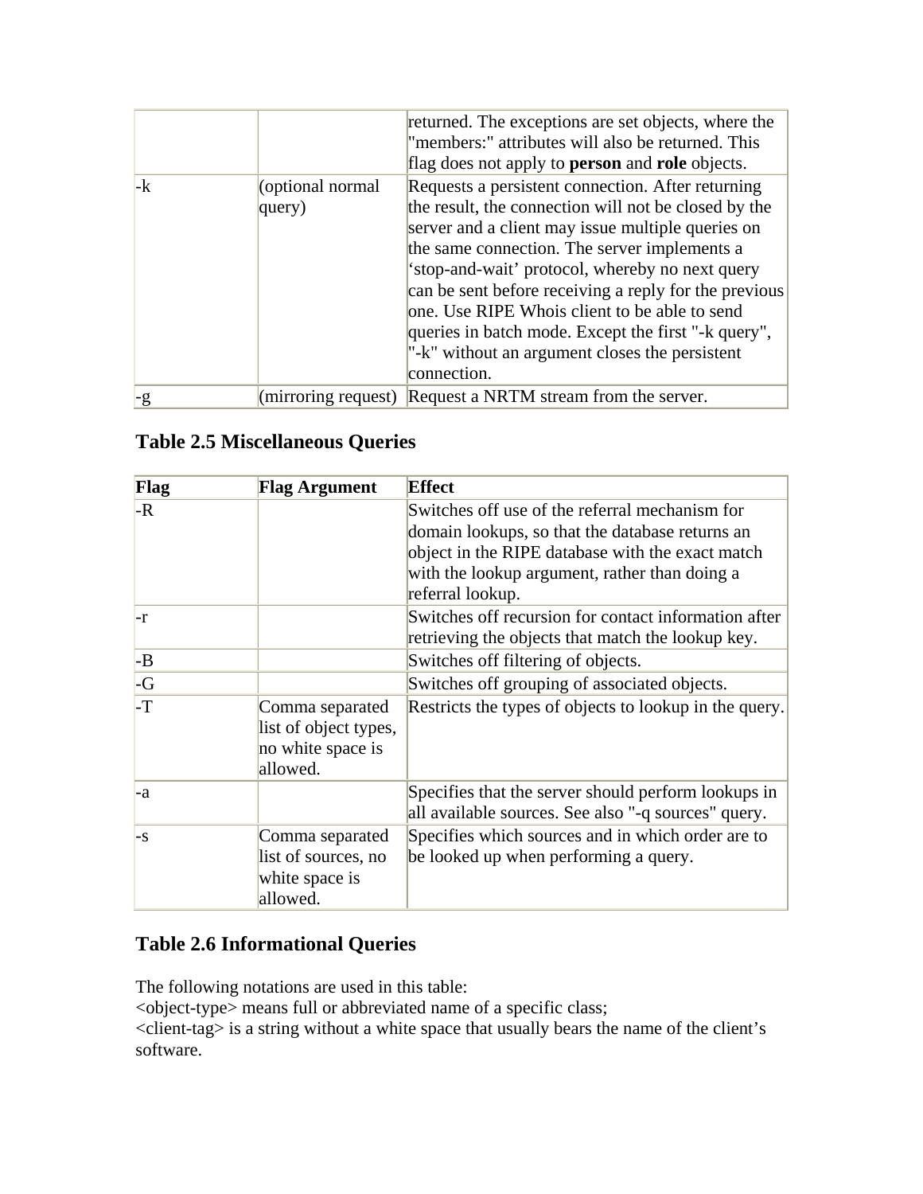| | | |
|---|---|---|
| | | returned. The exceptions are set objects, where the "members:" attributes will also be returned. This flag does not apply to **person** and **role** objects. |
| -k | (optional normal query) | Requests a persistent connection. After returning the result, the connection will not be closed by the server and a client may issue multiple queries on the same connection. The server implements a 'stop-and-wait' protocol, whereby no next query can be sent before receiving a reply for the previous one. Use RIPE Whois client to be able to send queries in batch mode. Except the first "-k query", "-k" without an argument closes the persistent connection. |
| -g | (mirroring request) | Request a NRTM stream from the server. |

## Table 2.5 Miscellaneous Queries

| Flag | Flag Argument | Effect |
|---|---|---|
| -R | | Switches off use of the referral mechanism for domain lookups, so that the database returns an object in the RIPE database with the exact match with the lookup argument, rather than doing a referral lookup. |
| -r | | Switches off recursion for contact information after retrieving the objects that match the lookup key. |
| -B | | Switches off filtering of objects. |
| -G | | Switches off grouping of associated objects. |
| -T | Comma separated list of object types, no white space is allowed. | Restricts the types of objects to lookup in the query. |
| -a | | Specifies that the server should perform lookups in all available sources. See also "-q sources" query. |
| -s | Comma separated list of sources, no white space is allowed. | Specifies which sources and in which order are to be looked up when performing a query. |

## Table 2.6 Informational Queries

The following notations are used in this table:
<object-type> means full or abbreviated name of a specific class;
<client-tag> is a string without a white space that usually bears the name of the client's software.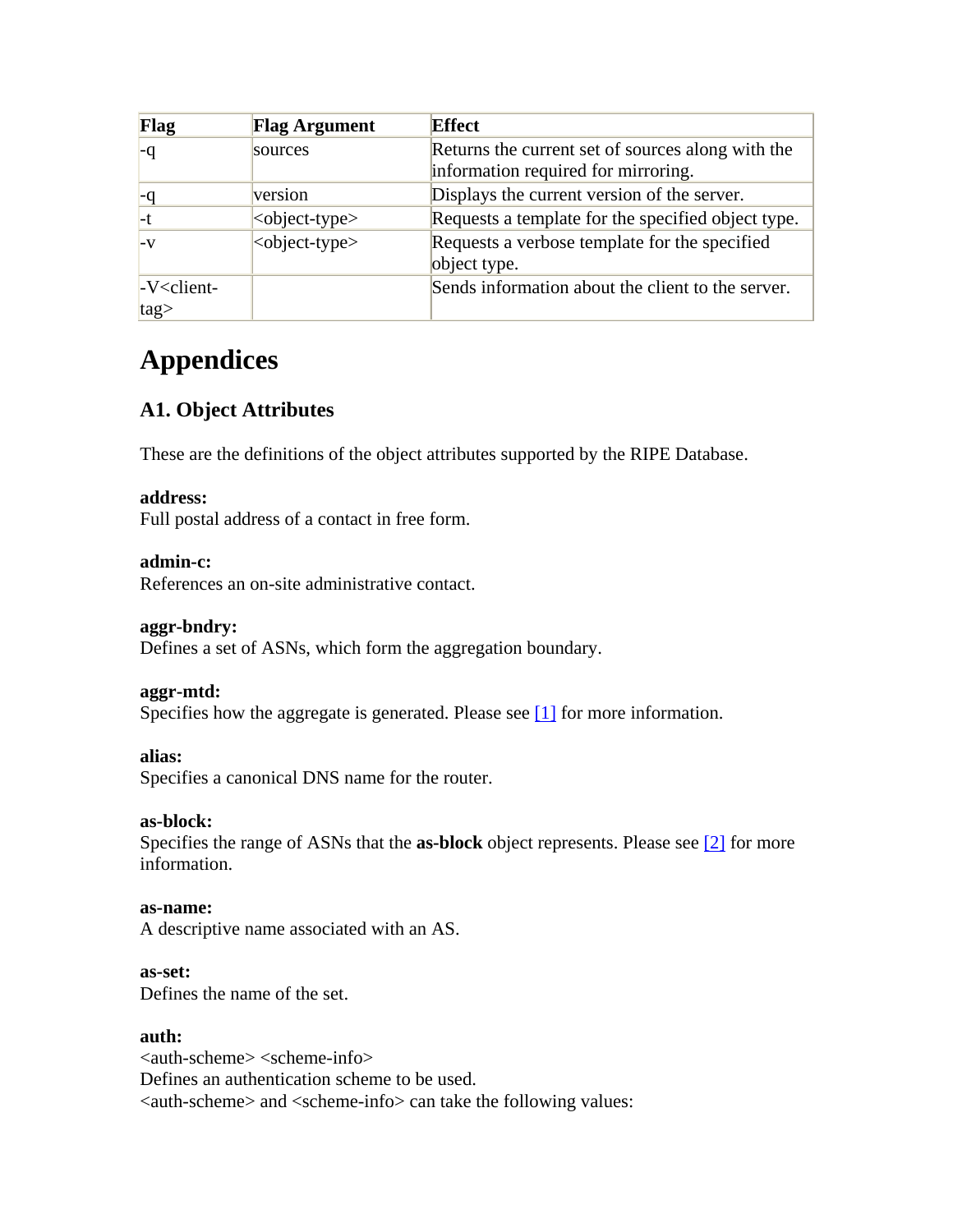| Flag | Flag Argument | Effect |
|---|---|---|
| -q | sources | Returns the current set of sources along with the information required for mirroring. |
| -q | version | Displays the current version of the server. |
| -t | <object-type> | Requests a template for the specified object type. |
| -v | <object-type> | Requests a verbose template for the specified object type. |
| -V<client-tag> | | Sends information about the client to the server. |

# Appendices

## A1. Object Attributes

These are the definitions of the object attributes supported by the RIPE Database.

**address:**
Full postal address of a contact in free form.

**admin-c:**
References an on-site administrative contact.

**aggr-bndry:**
Defines a set of ASNs, which form the aggregation boundary.

**aggr-mtd:**
Specifies how the aggregate is generated. Please see [1] for more information.

**alias:**
Specifies a canonical DNS name for the router.

**as-block:**
Specifies the range of ASNs that the **as-block** object represents. Please see [2] for more information.

**as-name:**
A descriptive name associated with an AS.

**as-set:**
Defines the name of the set.

**auth:**
<auth-scheme> <scheme-info>
Defines an authentication scheme to be used.
<auth-scheme> and <scheme-info> can take the following values: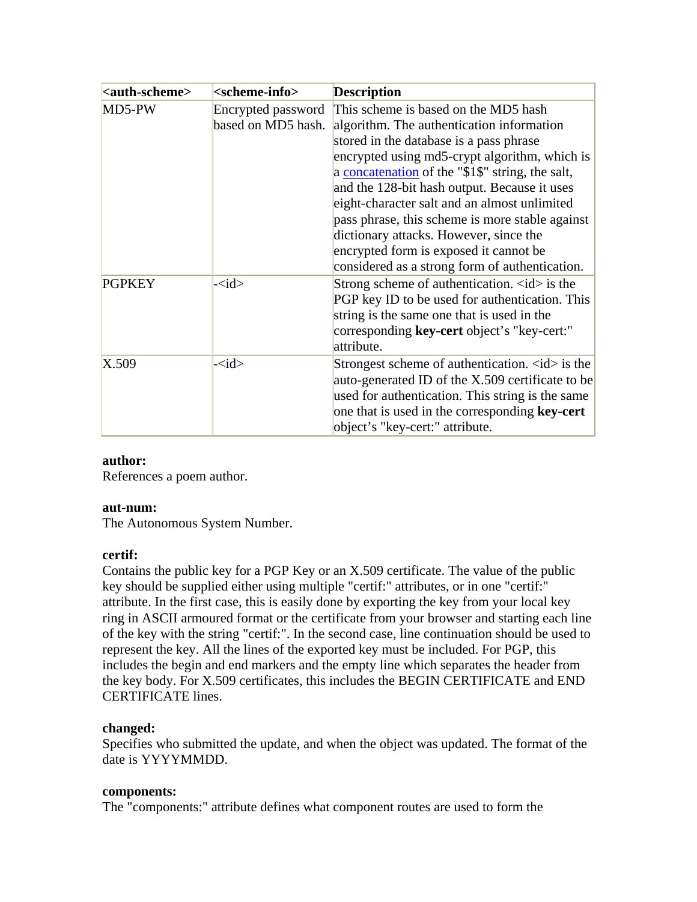| <auth-scheme> | <scheme-info> | Description |
| --- | --- | --- |
| MD5-PW | Encrypted password based on MD5 hash. | This scheme is based on the MD5 hash algorithm. The authentication information stored in the database is a pass phrase encrypted using md5-crypt algorithm, which is a concatenation of the "$1$" string, the salt, and the 128-bit hash output. Because it uses eight-character salt and an almost unlimited pass phrase, this scheme is more stable against dictionary attacks. However, since the encrypted form is exposed it cannot be considered as a strong form of authentication. |
| PGPKEY | -<id> | Strong scheme of authentication. <id> is the PGP key ID to be used for authentication. This string is the same one that is used in the corresponding **key-cert** object's "key-cert:" attribute. |
| X.509 | -<id> | Strongest scheme of authentication. <id> is the auto-generated ID of the X.509 certificate to be used for authentication. This string is the same one that is used in the corresponding **key-cert** object's "key-cert:" attribute. |

**author:**
References a poem author.

**aut-num:**
The Autonomous System Number.

**certif:**
Contains the public key for a PGP Key or an X.509 certificate. The value of the public key should be supplied either using multiple "certif:" attributes, or in one "certif:" attribute. In the first case, this is easily done by exporting the key from your local key ring in ASCII armoured format or the certificate from your browser and starting each line of the key with the string "certif:". In the second case, line continuation should be used to represent the key. All the lines of the exported key must be included. For PGP, this includes the begin and end markers and the empty line which separates the header from the key body. For X.509 certificates, this includes the BEGIN CERTIFICATE and END CERTIFICATE lines.

**changed:**
Specifies who submitted the update, and when the object was updated. The format of the date is YYYYMMDD.

**components:**
The "components:" attribute defines what component routes are used to form the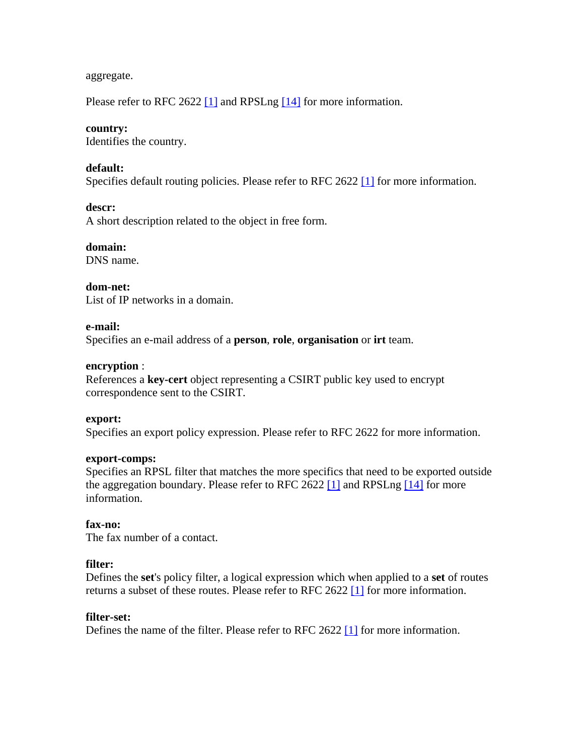aggregate.

Please refer to RFC 2622 [1] and RPSLng [14] for more information.

**country:**
Identifies the country.

**default:**
Specifies default routing policies. Please refer to RFC 2622 [1] for more information.

**descr:**
A short description related to the object in free form.

**domain:**
DNS name.

**dom-net:**
List of IP networks in a domain.

**e-mail:**
Specifies an e-mail address of a **person**, **role**, **organisation** or **irt** team.

**encryption** :
References a **key-cert** object representing a CSIRT public key used to encrypt correspondence sent to the CSIRT.

**export:**
Specifies an export policy expression. Please refer to RFC 2622 for more information.

**export-comps:**
Specifies an RPSL filter that matches the more specifics that need to be exported outside the aggregation boundary. Please refer to RFC 2622 [1] and RPSLng [14] for more information.

**fax-no:**
The fax number of a contact.

**filter:**
Defines the **set**'s policy filter, a logical expression which when applied to a **set** of routes returns a subset of these routes. Please refer to RFC 2622 [1] for more information.

**filter-set:**
Defines the name of the filter. Please refer to RFC 2622 [1] for more information.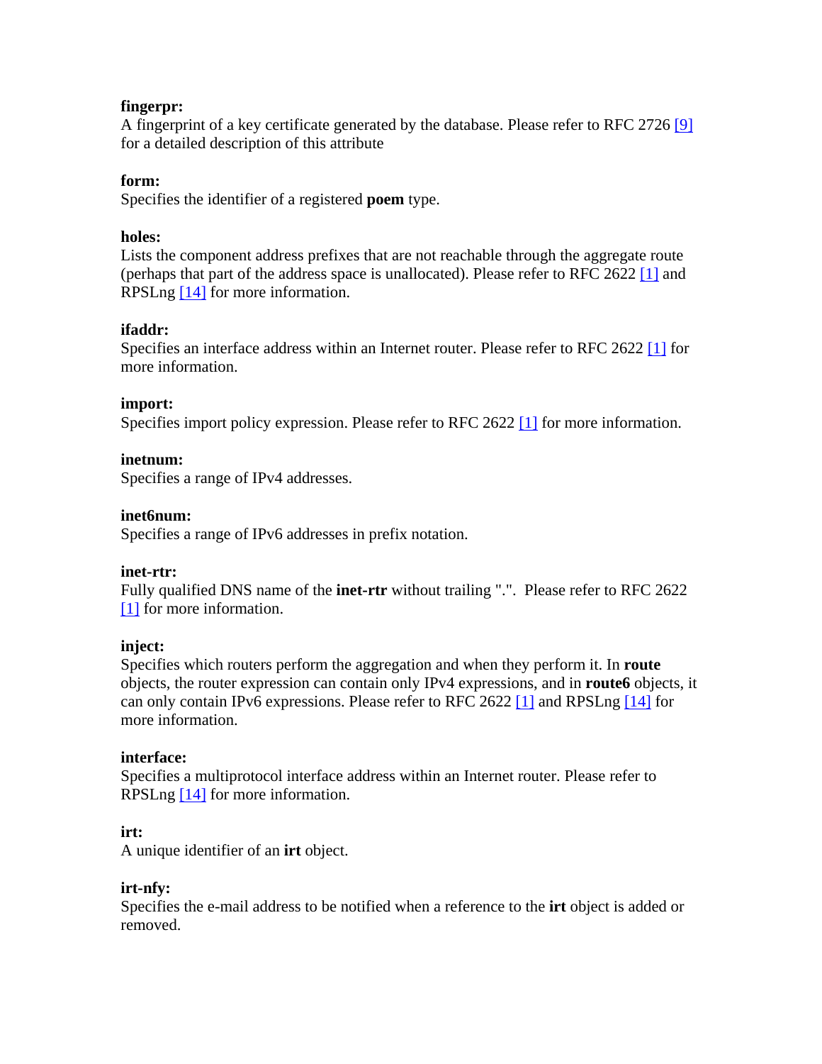**fingerpr:**
A fingerprint of a key certificate generated by the database. Please refer to RFC 2726 [9] for a detailed description of this attribute

**form:**
Specifies the identifier of a registered **poem** type.

**holes:**
Lists the component address prefixes that are not reachable through the aggregate route (perhaps that part of the address space is unallocated). Please refer to RFC 2622 [1] and RPSLng [14] for more information.

**ifaddr:**
Specifies an interface address within an Internet router. Please refer to RFC 2622 [1] for more information.

**import:**
Specifies import policy expression. Please refer to RFC 2622 [1] for more information.

**inetnum:**
Specifies a range of IPv4 addresses.

**inet6num:**
Specifies a range of IPv6 addresses in prefix notation.

**inet-rtr:**
Fully qualified DNS name of the **inet-rtr** without trailing ".". Please refer to RFC 2622 [1] for more information.

**inject:**
Specifies which routers perform the aggregation and when they perform it. In **route** objects, the router expression can contain only IPv4 expressions, and in **route6** objects, it can only contain IPv6 expressions. Please refer to RFC 2622 [1] and RPSLng [14] for more information.

**interface:**
Specifies a multiprotocol interface address within an Internet router. Please refer to RPSLng [14] for more information.

**irt:**
A unique identifier of an **irt** object.

**irt-nfy:**
Specifies the e-mail address to be notified when a reference to the **irt** object is added or removed.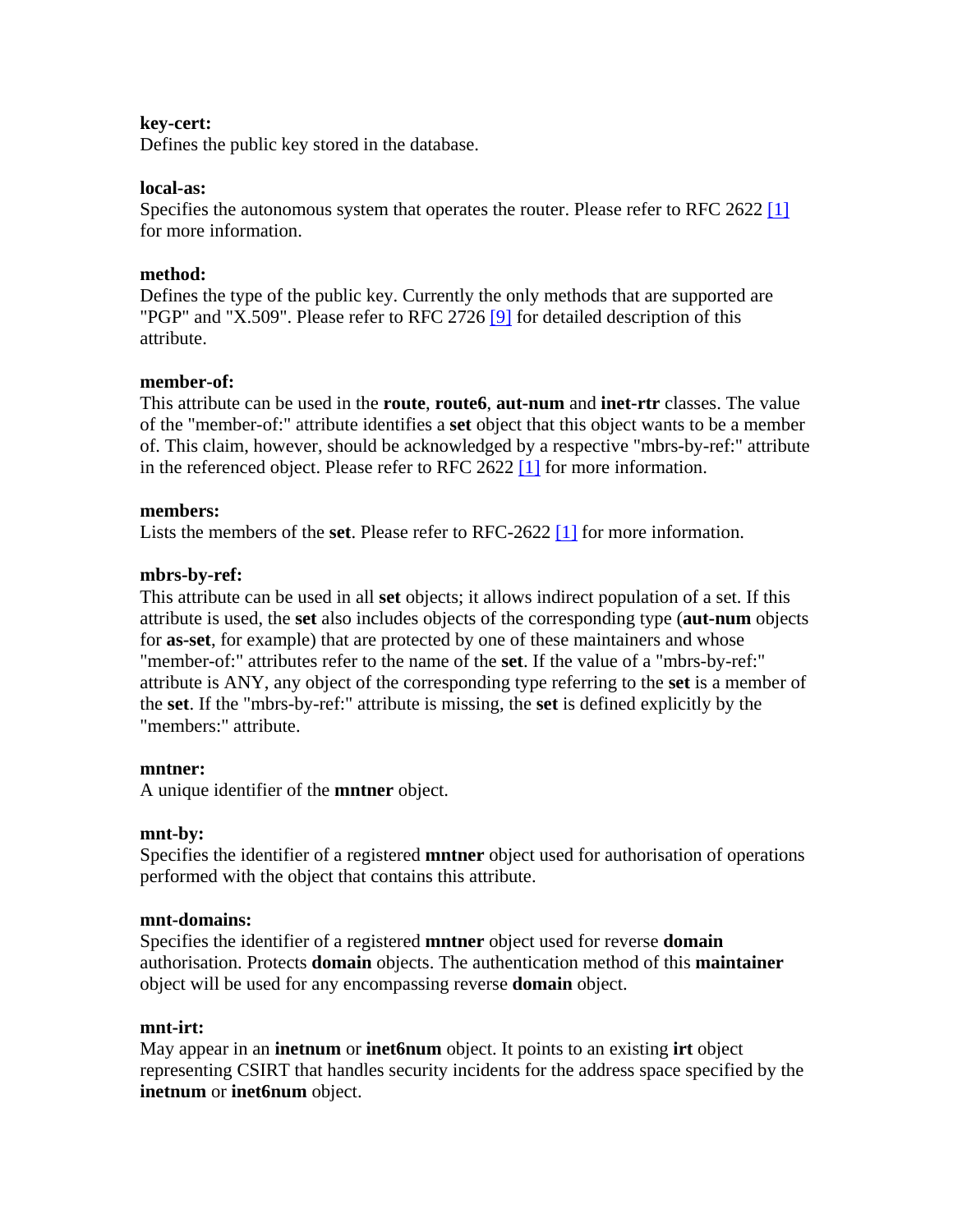**key-cert:**
Defines the public key stored in the database.

**local-as:**
Specifies the autonomous system that operates the router. Please refer to RFC 2622 [1] for more information.

**method:**
Defines the type of the public key. Currently the only methods that are supported are "PGP" and "X.509". Please refer to RFC 2726 [9] for detailed description of this attribute.

**member-of:**
This attribute can be used in the **route**, **route6**, **aut-num** and **inet-rtr** classes. The value of the "member-of:" attribute identifies a **set** object that this object wants to be a member of. This claim, however, should be acknowledged by a respective "mbrs-by-ref:" attribute in the referenced object. Please refer to RFC 2622 [1] for more information.

**members:**
Lists the members of the **set**. Please refer to RFC-2622 [1] for more information.

**mbrs-by-ref:**
This attribute can be used in all **set** objects; it allows indirect population of a set. If this attribute is used, the **set** also includes objects of the corresponding type (**aut-num** objects for **as-set**, for example) that are protected by one of these maintainers and whose "member-of:" attributes refer to the name of the **set**. If the value of a "mbrs-by-ref:" attribute is ANY, any object of the corresponding type referring to the **set** is a member of the **set**. If the "mbrs-by-ref:" attribute is missing, the **set** is defined explicitly by the "members:" attribute.

**mntner:**
A unique identifier of the **mntner** object.

**mnt-by:**
Specifies the identifier of a registered **mntner** object used for authorisation of operations performed with the object that contains this attribute.

**mnt-domains:**
Specifies the identifier of a registered **mntner** object used for reverse **domain** authorisation. Protects **domain** objects. The authentication method of this **maintainer** object will be used for any encompassing reverse **domain** object.

**mnt-irt:**
May appear in an **inetnum** or **inet6num** object. It points to an existing **irt** object representing CSIRT that handles security incidents for the address space specified by the **inetnum** or **inet6num** object.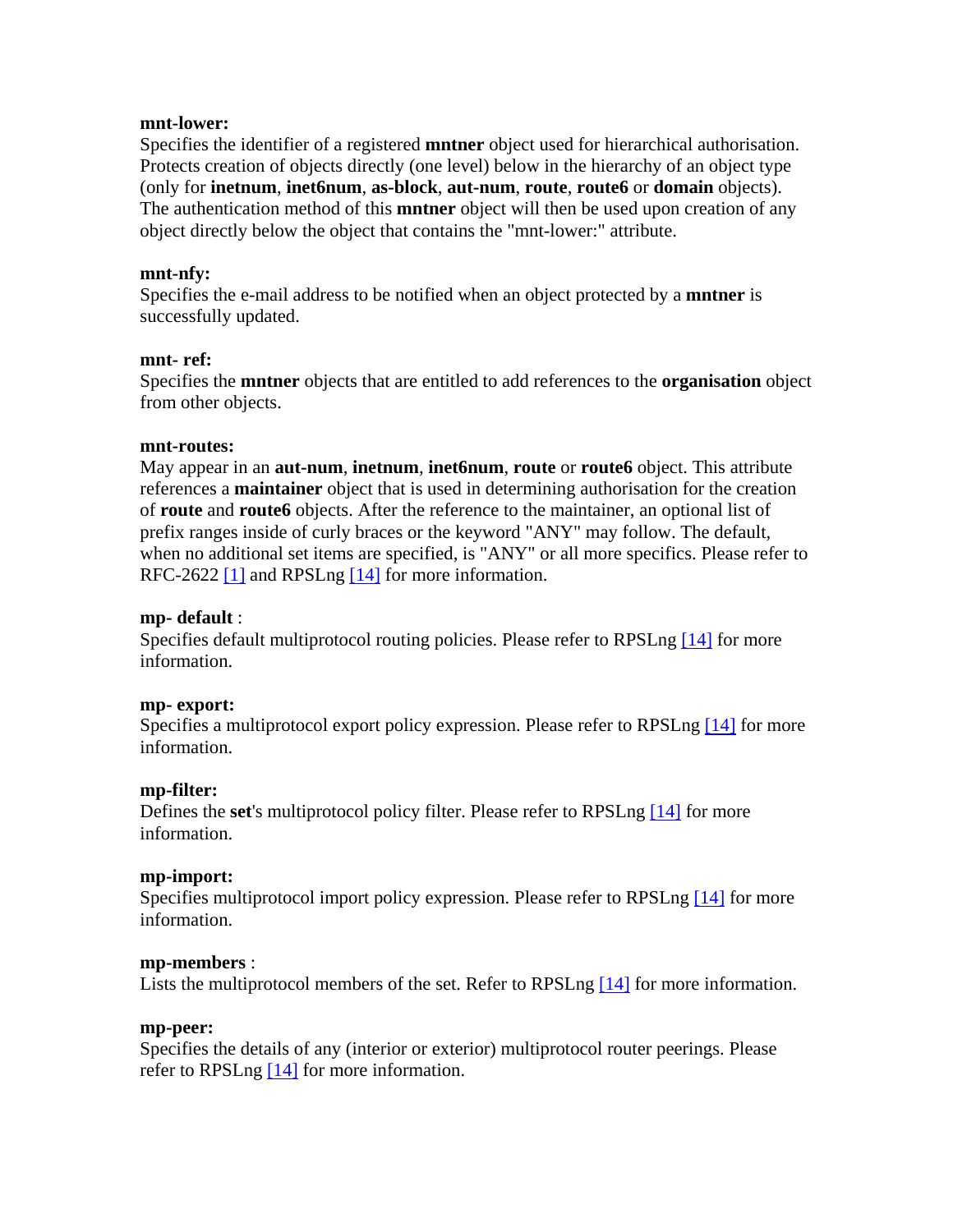**mnt-lower:**
Specifies the identifier of a registered **mntner** object used for hierarchical authorisation. Protects creation of objects directly (one level) below in the hierarchy of an object type (only for **inetnum**, **inet6num**, **as-block**, **aut-num**, **route**, **route6** or **domain** objects). The authentication method of this **mntner** object will then be used upon creation of any object directly below the object that contains the "mnt-lower:" attribute.

**mnt-nfy:**
Specifies the e-mail address to be notified when an object protected by a **mntner** is successfully updated.

**mnt- ref:**
Specifies the **mntner** objects that are entitled to add references to the **organisation** object from other objects.

**mnt-routes:**
May appear in an **aut-num**, **inetnum**, **inet6num**, **route** or **route6** object. This attribute references a **maintainer** object that is used in determining authorisation for the creation of **route** and **route6** objects. After the reference to the maintainer, an optional list of prefix ranges inside of curly braces or the keyword "ANY" may follow. The default, when no additional set items are specified, is "ANY" or all more specifics. Please refer to RFC-2622 [1] and RPSLng [14] for more information.

**mp- default** :
Specifies default multiprotocol routing policies. Please refer to RPSLng [14] for more information.

**mp- export:**
Specifies a multiprotocol export policy expression. Please refer to RPSLng [14] for more information.

**mp-filter:**
Defines the **set**'s multiprotocol policy filter. Please refer to RPSLng [14] for more information.

**mp-import:**
Specifies multiprotocol import policy expression. Please refer to RPSLng [14] for more information.

**mp-members** :
Lists the multiprotocol members of the set. Refer to RPSLng [14] for more information.

**mp-peer:**
Specifies the details of any (interior or exterior) multiprotocol router peerings. Please refer to RPSLng [14] for more information.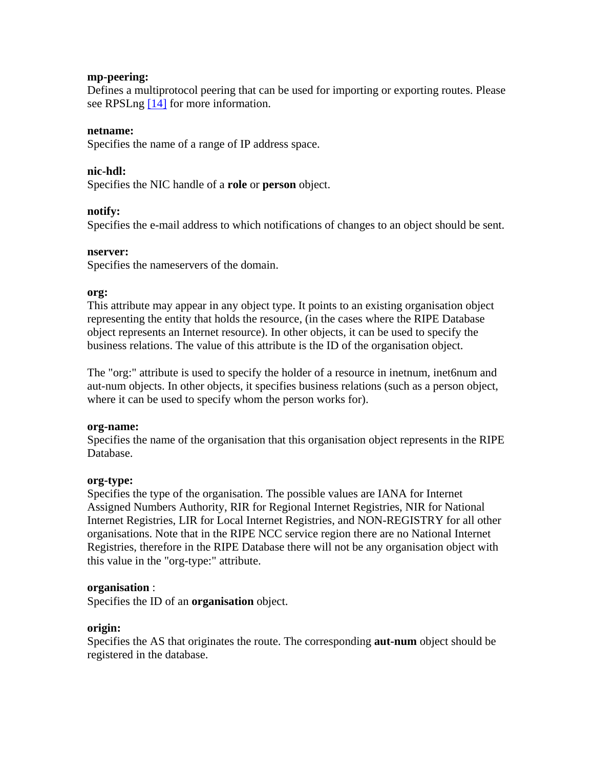**mp-peering:**
Defines a multiprotocol peering that can be used for importing or exporting routes. Please see RPSLng [14] for more information.

**netname:**
Specifies the name of a range of IP address space.

**nic-hdl:**
Specifies the NIC handle of a **role** or **person** object.

**notify:**
Specifies the e-mail address to which notifications of changes to an object should be sent.

**nserver:**
Specifies the nameservers of the domain.

**org:**
This attribute may appear in any object type. It points to an existing organisation object representing the entity that holds the resource, (in the cases where the RIPE Database object represents an Internet resource). In other objects, it can be used to specify the business relations. The value of this attribute is the ID of the organisation object.

The "org:" attribute is used to specify the holder of a resource in inetnum, inet6num and aut-num objects. In other objects, it specifies business relations (such as a person object, where it can be used to specify whom the person works for).

**org-name:**
Specifies the name of the organisation that this organisation object represents in the RIPE Database.

**org-type:**
Specifies the type of the organisation. The possible values are IANA for Internet Assigned Numbers Authority, RIR for Regional Internet Registries, NIR for National Internet Registries, LIR for Local Internet Registries, and NON-REGISTRY for all other organisations. Note that in the RIPE NCC service region there are no National Internet Registries, therefore in the RIPE Database there will not be any organisation object with this value in the "org-type:" attribute.

**organisation** :
Specifies the ID of an **organisation** object.

**origin:**
Specifies the AS that originates the route. The corresponding **aut-num** object should be registered in the database.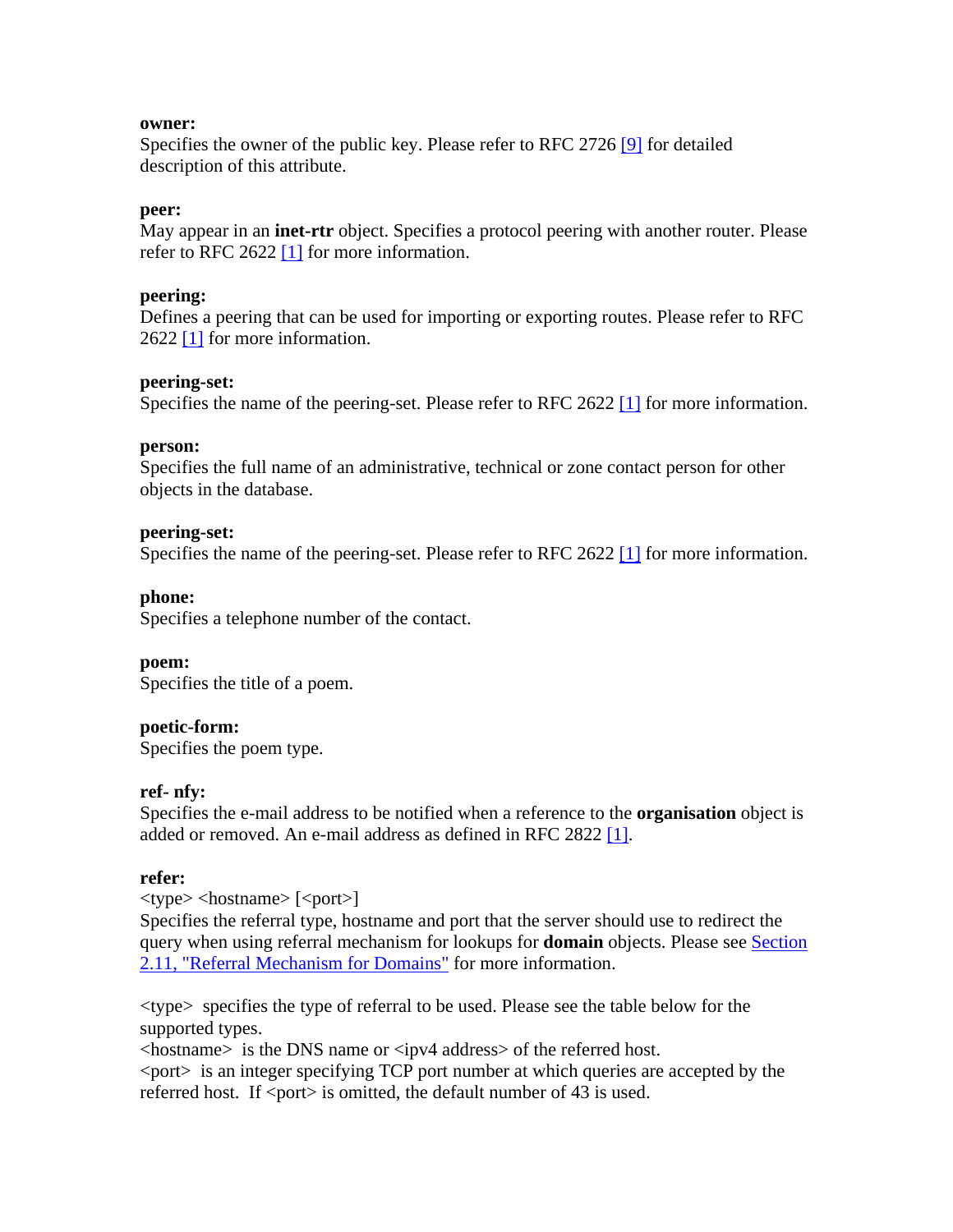**owner:**
Specifies the owner of the public key. Please refer to RFC 2726 [9] for detailed description of this attribute.

**peer:**
May appear in an **inet-rtr** object. Specifies a protocol peering with another router. Please refer to RFC 2622 [1] for more information.

**peering:**
Defines a peering that can be used for importing or exporting routes. Please refer to RFC 2622 [1] for more information.

**peering-set:**
Specifies the name of the peering-set. Please refer to RFC 2622 [1] for more information.

**person:**
Specifies the full name of an administrative, technical or zone contact person for other objects in the database.

**peering-set:**
Specifies the name of the peering-set. Please refer to RFC 2622 [1] for more information.

**phone:**
Specifies a telephone number of the contact.

**poem:**
Specifies the title of a poem.

**poetic-form:**
Specifies the poem type.

**ref- nfy:**
Specifies the e-mail address to be notified when a reference to the **organisation** object is added or removed. An e-mail address as defined in RFC 2822 [1].

**refer:**
<type> <hostname> [<port>]
Specifies the referral type, hostname and port that the server should use to redirect the query when using referral mechanism for lookups for **domain** objects. Please see Section 2.11, "Referral Mechanism for Domains" for more information.

<type> specifies the type of referral to be used. Please see the table below for the supported types.
<hostname> is the DNS name or <ipv4 address> of the referred host.
<port> is an integer specifying TCP port number at which queries are accepted by the referred host. If <port> is omitted, the default number of 43 is used.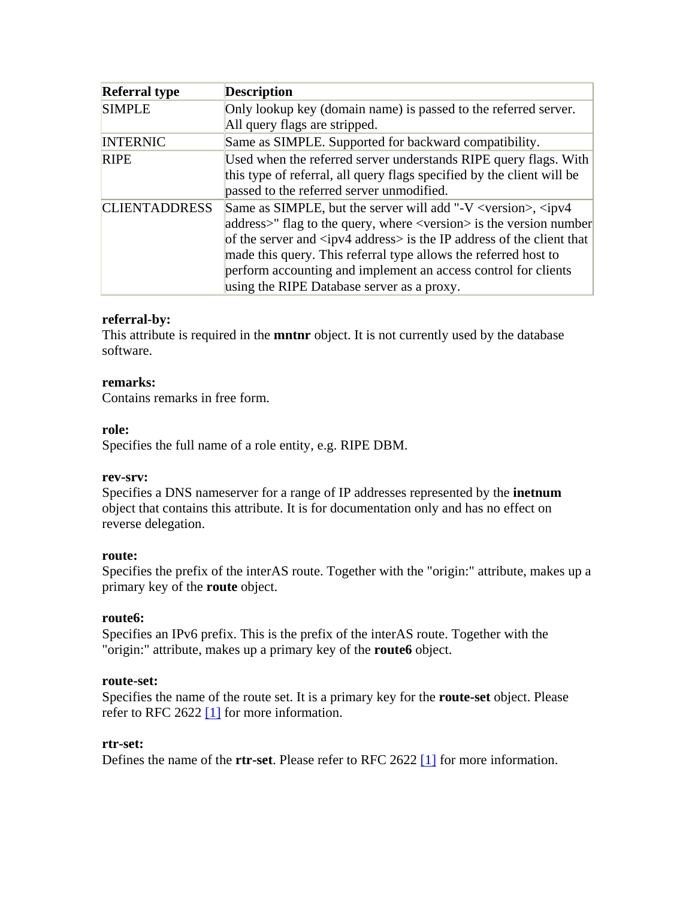| Referral type | Description |
| --- | --- |
| SIMPLE | Only lookup key (domain name) is passed to the referred server. All query flags are stripped. |
| INTERNIC | Same as SIMPLE. Supported for backward compatibility. |
| RIPE | Used when the referred server understands RIPE query flags. With this type of referral, all query flags specified by the client will be passed to the referred server unmodified. |
| CLIENTADDRESS | Same as SIMPLE, but the server will add "-V <version>, <ipv4 address>" flag to the query, where <version> is the version number of the server and <ipv4 address> is the IP address of the client that made this query. This referral type allows the referred host to perform accounting and implement an access control for clients using the RIPE Database server as a proxy. |

**referral-by:**
This attribute is required in the **mntnr** object. It is not currently used by the database software.

**remarks:**
Contains remarks in free form.

**role:**
Specifies the full name of a role entity, e.g. RIPE DBM.

**rev-srv:**
Specifies a DNS nameserver for a range of IP addresses represented by the **inetnum** object that contains this attribute. It is for documentation only and has no effect on reverse delegation.

**route:**
Specifies the prefix of the interAS route. Together with the "origin:" attribute, makes up a primary key of the **route** object.

**route6:**
Specifies an IPv6 prefix. This is the prefix of the interAS route. Together with the "origin:" attribute, makes up a primary key of the **route6** object.

**route-set:**
Specifies the name of the route set. It is a primary key for the **route-set** object. Please refer to RFC 2622 [1] for more information.

**rtr-set:**
Defines the name of the **rtr-set**. Please refer to RFC 2622 [1] for more information.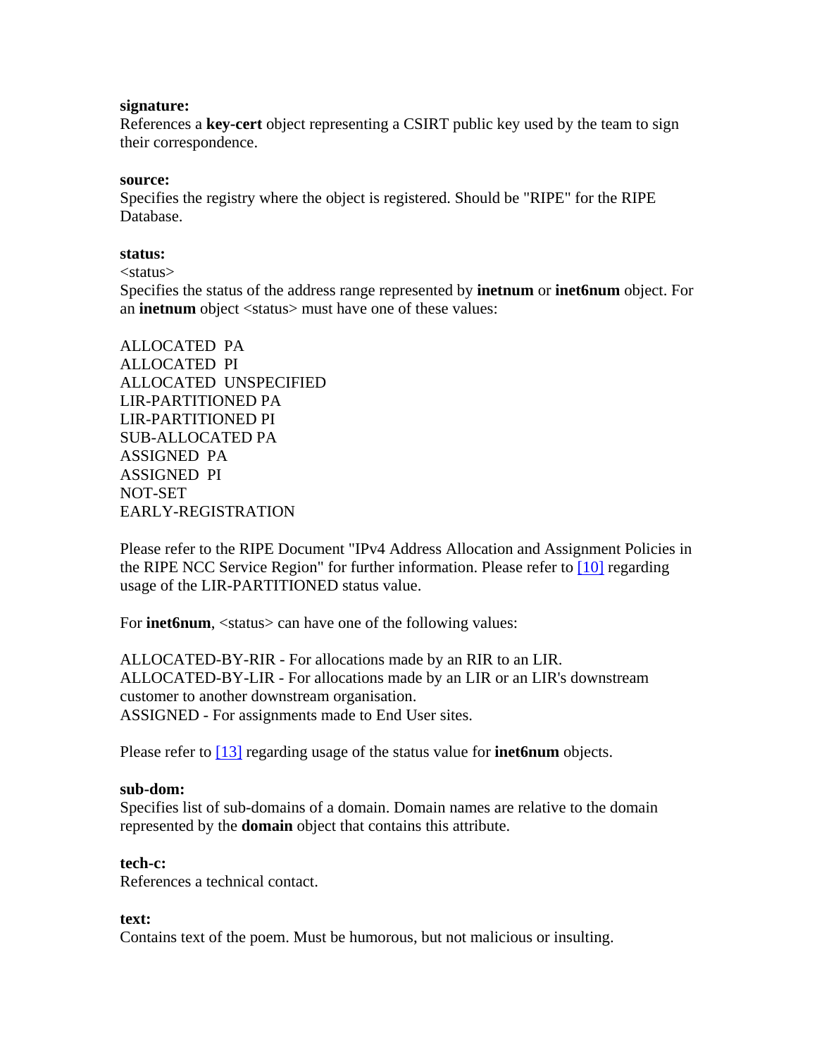**signature:**
References a **key-cert** object representing a CSIRT public key used by the team to sign their correspondence.

**source:**
Specifies the registry where the object is registered. Should be "RIPE" for the RIPE Database.

**status:**
<status>
Specifies the status of the address range represented by **inetnum** or **inet6num** object. For an **inetnum** object <status> must have one of these values:

ALLOCATED PA
ALLOCATED PI
ALLOCATED UNSPECIFIED
LIR-PARTITIONED PA
LIR-PARTITIONED PI
SUB-ALLOCATED PA
ASSIGNED PA
ASSIGNED PI
NOT-SET
EARLY-REGISTRATION

Please refer to the RIPE Document "IPv4 Address Allocation and Assignment Policies in the RIPE NCC Service Region" for further information. Please refer to [10] regarding usage of the LIR-PARTITIONED status value.

For **inet6num**, <status> can have one of the following values:

ALLOCATED-BY-RIR - For allocations made by an RIR to an LIR.
ALLOCATED-BY-LIR - For allocations made by an LIR or an LIR's downstream customer to another downstream organisation.
ASSIGNED - For assignments made to End User sites.

Please refer to [13] regarding usage of the status value for **inet6num** objects.

**sub-dom:**
Specifies list of sub-domains of a domain. Domain names are relative to the domain represented by the **domain** object that contains this attribute.

**tech-c:**
References a technical contact.

**text:**
Contains text of the poem. Must be humorous, but not malicious or insulting.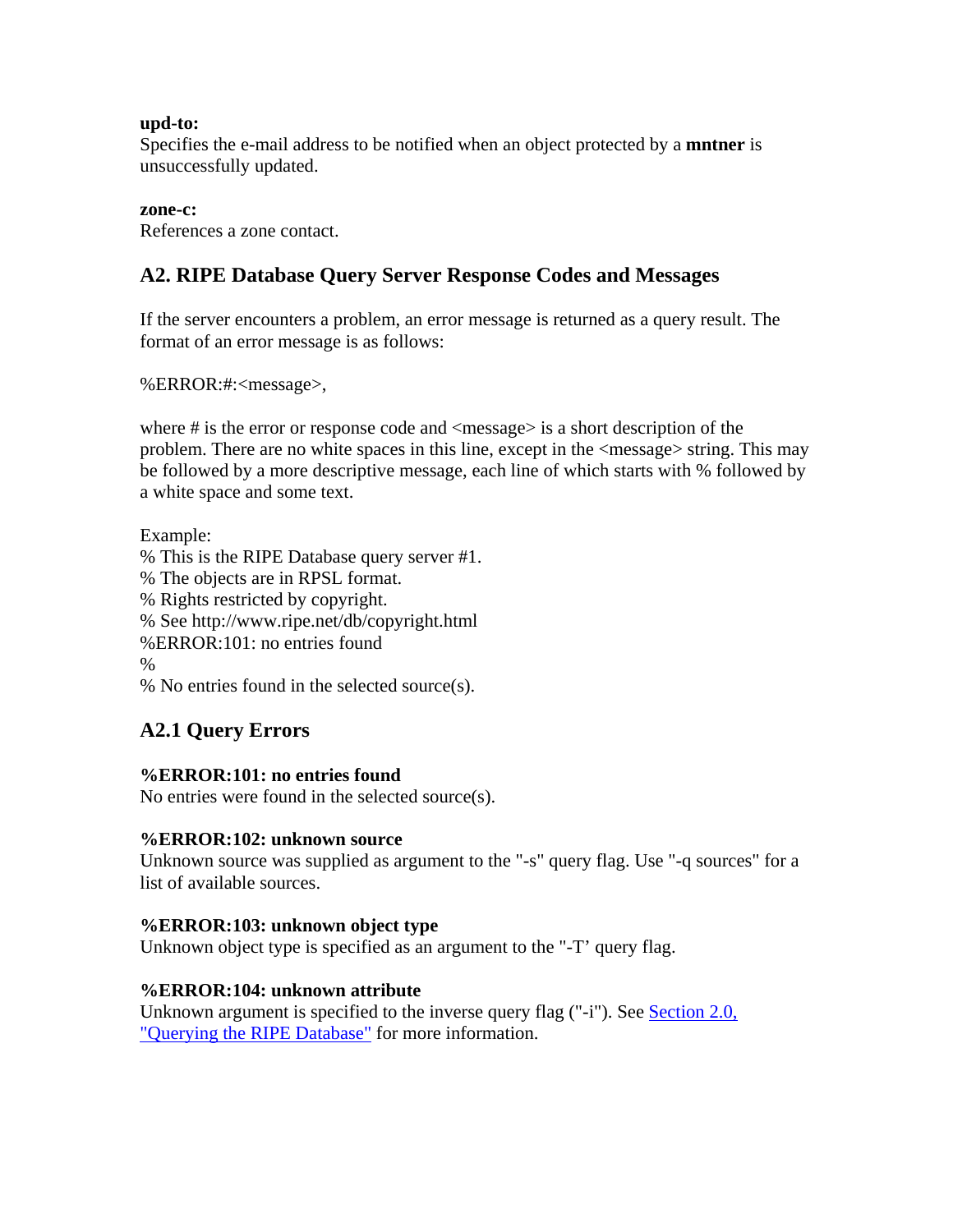**upd-to:**
Specifies the e-mail address to be notified when an object protected by a **mntner** is unsuccessfully updated.

**zone-c:**
References a zone contact.

## A2. RIPE Database Query Server Response Codes and Messages

If the server encounters a problem, an error message is returned as a query result. The format of an error message is as follows:

%ERROR:#:<message>,

where # is the error or response code and <message> is a short description of the problem. There are no white spaces in this line, except in the <message> string. This may be followed by a more descriptive message, each line of which starts with % followed by a white space and some text.

Example:
% This is the RIPE Database query server #1.
% The objects are in RPSL format.
% Rights restricted by copyright.
% See http://www.ripe.net/db/copyright.html
%ERROR:101: no entries found
%
% No entries found in the selected source(s).

## A2.1 Query Errors

**%ERROR:101: no entries found**
No entries were found in the selected source(s).

**%ERROR:102: unknown source**
Unknown source was supplied as argument to the "-s" query flag. Use "-q sources" for a list of available sources.

**%ERROR:103: unknown object type**
Unknown object type is specified as an argument to the "-T' query flag.

**%ERROR:104: unknown attribute**
Unknown argument is specified to the inverse query flag ("-i"). See [Section 2.0, "Querying the RIPE Database"](#) for more information.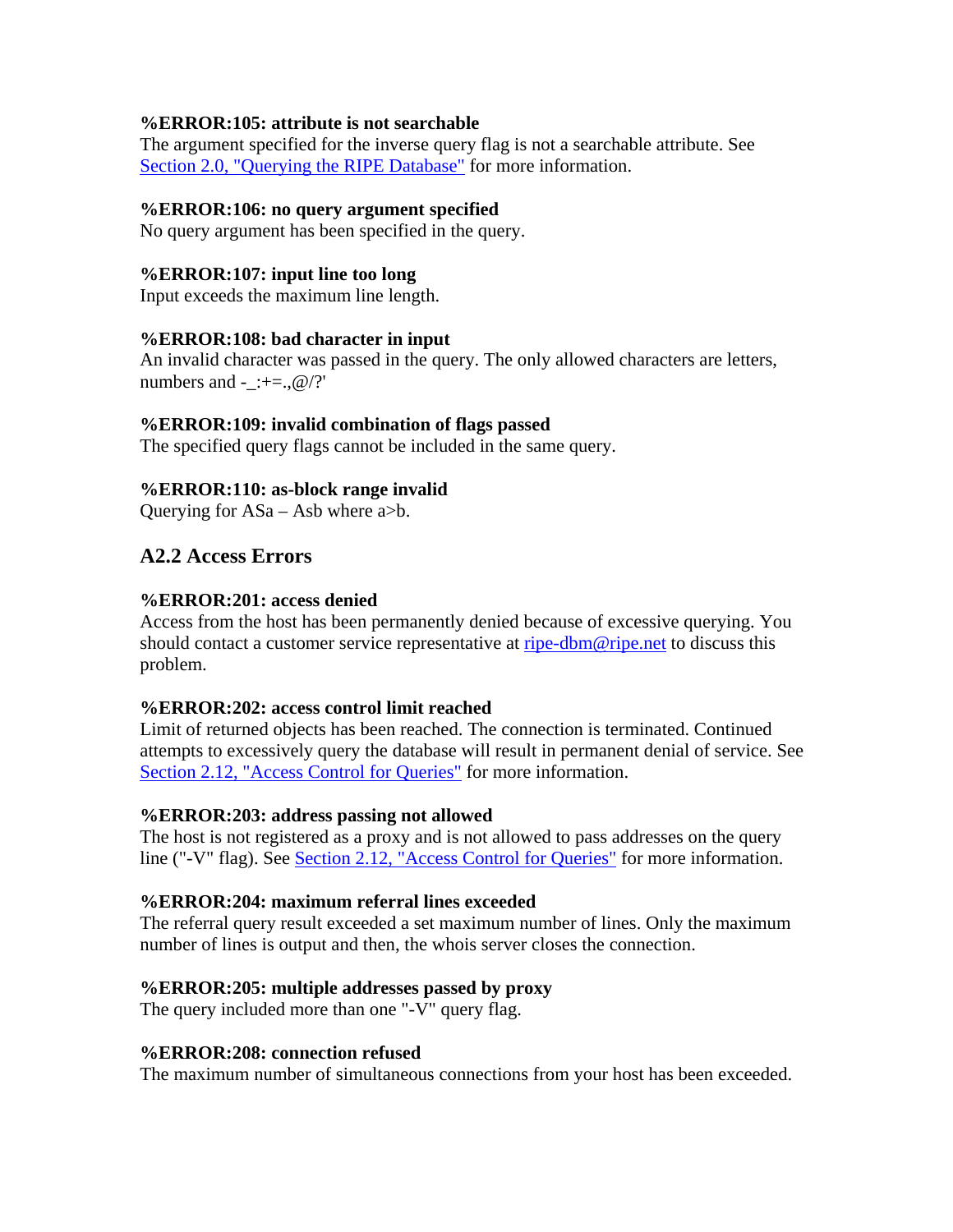**%ERROR:105: attribute is not searchable**
The argument specified for the inverse query flag is not a searchable attribute. See [Section 2.0, "Querying the RIPE Database"]() for more information.

**%ERROR:106: no query argument specified**
No query argument has been specified in the query.

**%ERROR:107: input line too long**
Input exceeds the maximum line length.

**%ERROR:108: bad character in input**
An invalid character was passed in the query. The only allowed characters are letters, numbers and -_:+=.,@/?'

**%ERROR:109: invalid combination of flags passed**
The specified query flags cannot be included in the same query.

**%ERROR:110: as-block range invalid**
Querying for ASa – Asb where a>b.

## A2.2 Access Errors

**%ERROR:201: access denied**
Access from the host has been permanently denied because of excessive querying. You should contact a customer service representative at ripe-dbm@ripe.net to discuss this problem.

**%ERROR:202: access control limit reached**
Limit of returned objects has been reached. The connection is terminated. Continued attempts to excessively query the database will result in permanent denial of service. See [Section 2.12, "Access Control for Queries"]() for more information.

**%ERROR:203: address passing not allowed**
The host is not registered as a proxy and is not allowed to pass addresses on the query line ("-V" flag). See [Section 2.12, "Access Control for Queries"]() for more information.

**%ERROR:204: maximum referral lines exceeded**
The referral query result exceeded a set maximum number of lines. Only the maximum number of lines is output and then, the whois server closes the connection.

**%ERROR:205: multiple addresses passed by proxy**
The query included more than one "-V" query flag.

**%ERROR:208: connection refused**
The maximum number of simultaneous connections from your host has been exceeded.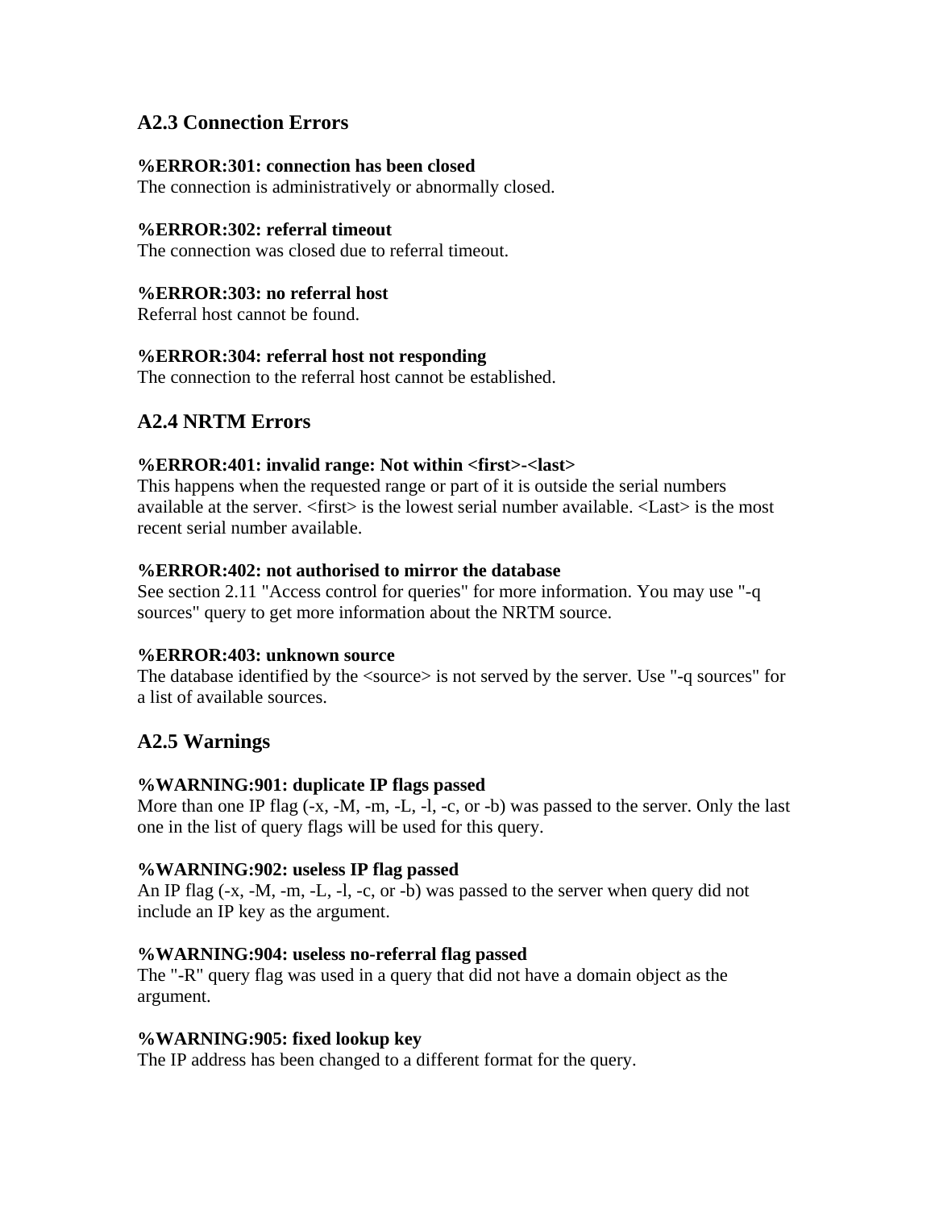## A2.3 Connection Errors

**%ERROR:301: connection has been closed**
The connection is administratively or abnormally closed.

**%ERROR:302: referral timeout**
The connection was closed due to referral timeout.

**%ERROR:303: no referral host**
Referral host cannot be found.

**%ERROR:304: referral host not responding**
The connection to the referral host cannot be established.

## A2.4 NRTM Errors

**%ERROR:401: invalid range: Not within <first>-<last>**
This happens when the requested range or part of it is outside the serial numbers available at the server. <first> is the lowest serial number available. <Last> is the most recent serial number available.

**%ERROR:402: not authorised to mirror the database**
See section 2.11 "Access control for queries" for more information. You may use "-q sources" query to get more information about the NRTM source.

**%ERROR:403: unknown source**
The database identified by the <source> is not served by the server. Use "-q sources" for a list of available sources.

## A2.5 Warnings

**%WARNING:901: duplicate IP flags passed**
More than one IP flag (-x, -M, -m, -L, -l, -c, or -b) was passed to the server. Only the last one in the list of query flags will be used for this query.

**%WARNING:902: useless IP flag passed**
An IP flag (-x, -M, -m, -L, -l, -c, or -b) was passed to the server when query did not include an IP key as the argument.

**%WARNING:904: useless no-referral flag passed**
The "-R" query flag was used in a query that did not have a domain object as the argument.

**%WARNING:905: fixed lookup key**
The IP address has been changed to a different format for the query.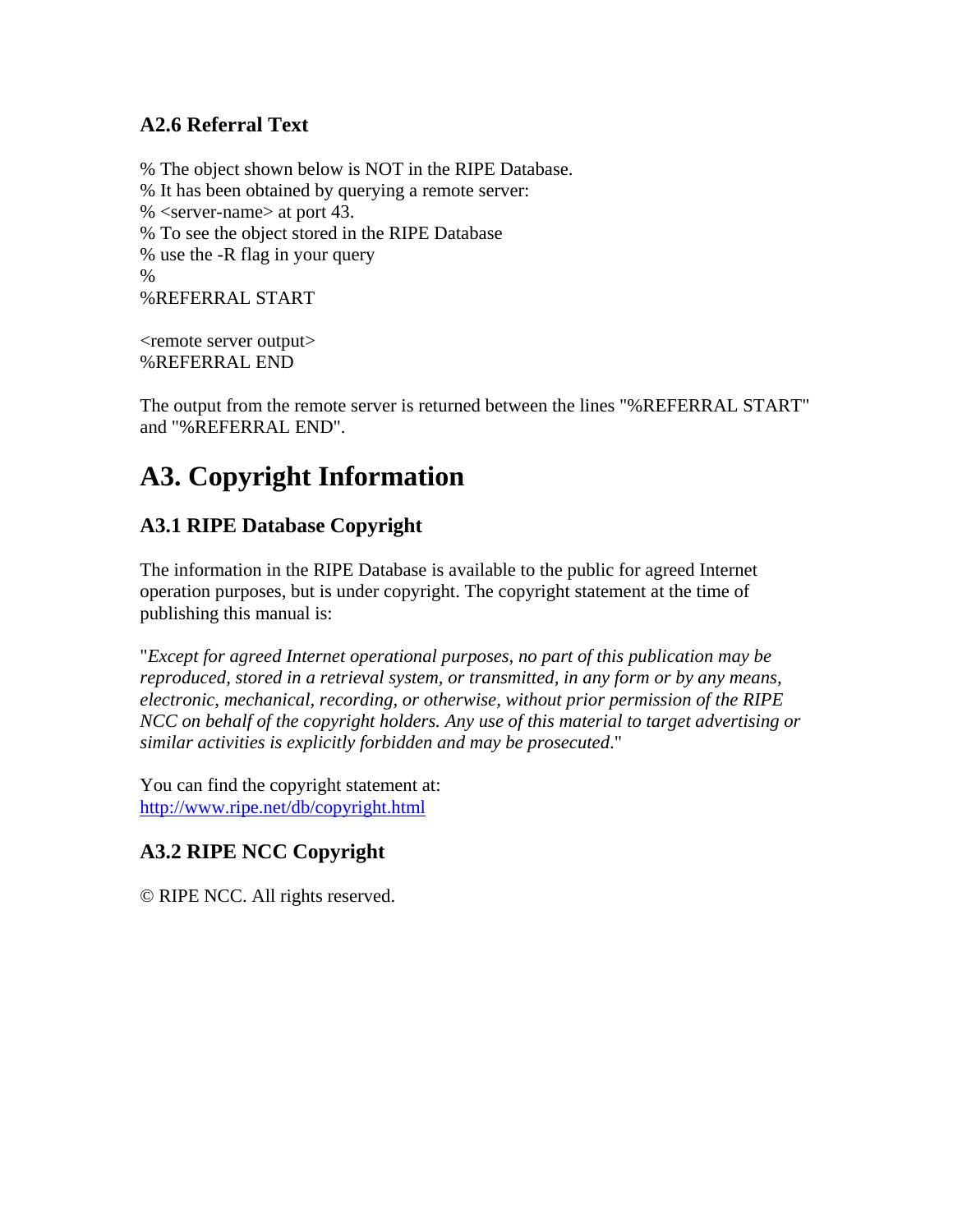### A2.6 Referral Text

```
% The object shown below is NOT in the RIPE Database.
% It has been obtained by querying a remote server:
% <server-name> at port 43.
% To see the object stored in the RIPE Database
% use the -R flag in your query
%
%REFERRAL START

<remote server output>
%REFERRAL END
```

The output from the remote server is returned between the lines "%REFERRAL START" and "%REFERRAL END".

## A3. Copyright Information

### A3.1 RIPE Database Copyright

The information in the RIPE Database is available to the public for agreed Internet operation purposes, but is under copyright. The copyright statement at the time of publishing this manual is:

"*Except for agreed Internet operational purposes, no part of this publication may be reproduced, stored in a retrieval system, or transmitted, in any form or by any means, electronic, mechanical, recording, or otherwise, without prior permission of the RIPE NCC on behalf of the copyright holders. Any use of this material to target advertising or similar activities is explicitly forbidden and may be prosecuted.*"

You can find the copyright statement at:
http://www.ripe.net/db/copyright.html

### A3.2 RIPE NCC Copyright

© RIPE NCC. All rights reserved.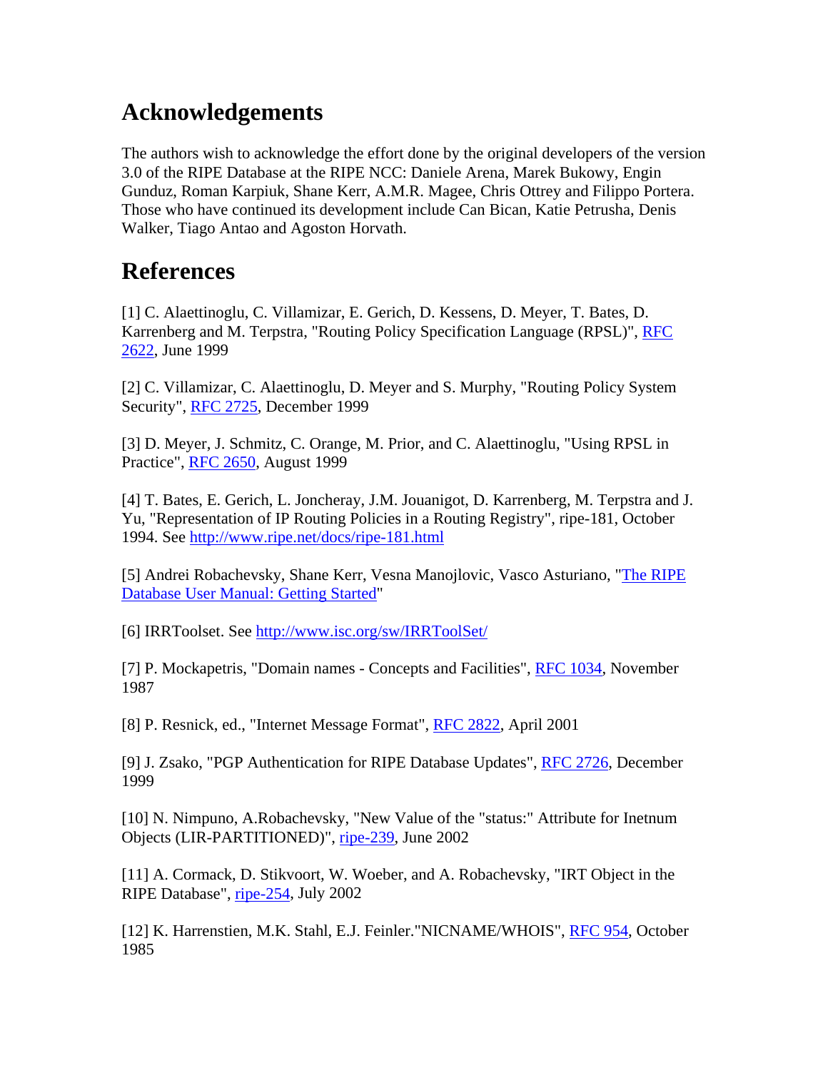## Acknowledgements

The authors wish to acknowledge the effort done by the original developers of the version 3.0 of the RIPE Database at the RIPE NCC: Daniele Arena, Marek Bukowy, Engin Gunduz, Roman Karpiuk, Shane Kerr, A.M.R. Magee, Chris Ottrey and Filippo Portera. Those who have continued its development include Can Bican, Katie Petrusha, Denis Walker, Tiago Antao and Agoston Horvath.

## References

[1] C. Alaettinoglu, C. Villamizar, E. Gerich, D. Kessens, D. Meyer, T. Bates, D. Karrenberg and M. Terpstra, "Routing Policy Specification Language (RPSL)", RFC 2622, June 1999

[2] C. Villamizar, C. Alaettinoglu, D. Meyer and S. Murphy, "Routing Policy System Security", RFC 2725, December 1999

[3] D. Meyer, J. Schmitz, C. Orange, M. Prior, and C. Alaettinoglu, "Using RPSL in Practice", RFC 2650, August 1999

[4] T. Bates, E. Gerich, L. Joncheray, J.M. Jouanigot, D. Karrenberg, M. Terpstra and J. Yu, "Representation of IP Routing Policies in a Routing Registry", ripe-181, October 1994. See http://www.ripe.net/docs/ripe-181.html

[5] Andrei Robachevsky, Shane Kerr, Vesna Manojlovic, Vasco Asturiano, "The RIPE Database User Manual: Getting Started"

[6] IRRToolset. See http://www.isc.org/sw/IRRToolSet/

[7] P. Mockapetris, "Domain names - Concepts and Facilities", RFC 1034, November 1987

[8] P. Resnick, ed., "Internet Message Format", RFC 2822, April 2001

[9] J. Zsako, "PGP Authentication for RIPE Database Updates", RFC 2726, December 1999

[10] N. Nimpuno, A.Robachevsky, "New Value of the "status:" Attribute for Inetnum Objects (LIR-PARTITIONED)", ripe-239, June 2002

[11] A. Cormack, D. Stikvoort, W. Woeber, and A. Robachevsky, "IRT Object in the RIPE Database", ripe-254, July 2002

[12] K. Harrenstien, M.K. Stahl, E.J. Feinler."NICNAME/WHOIS", RFC 954, October 1985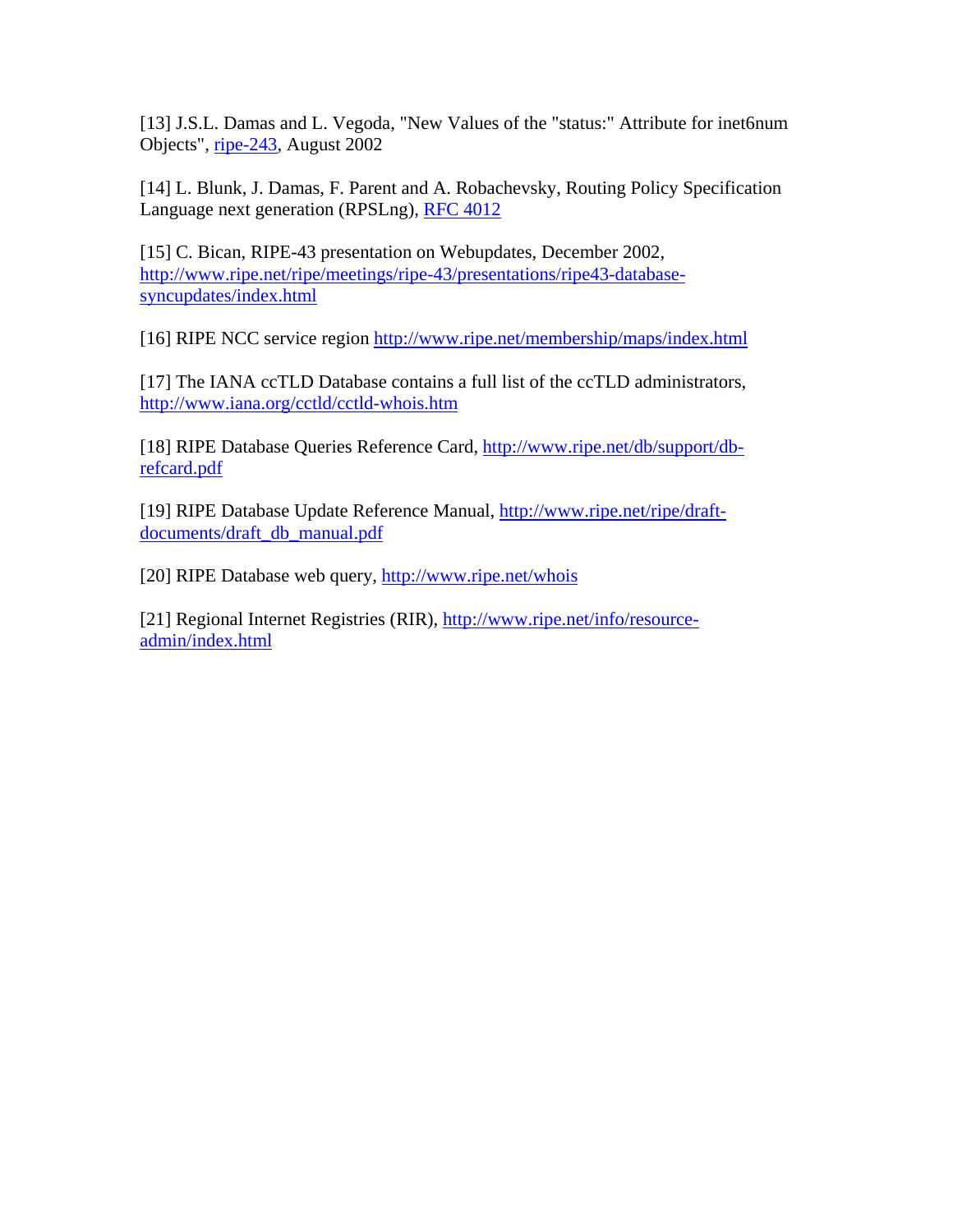[13] J.S.L. Damas and L. Vegoda, "New Values of the "status:" Attribute for inet6num Objects", ripe-243, August 2002

[14] L. Blunk, J. Damas, F. Parent and A. Robachevsky, Routing Policy Specification Language next generation (RPSLng), RFC 4012

[15] C. Bican, RIPE-43 presentation on Webupdates, December 2002, http://www.ripe.net/ripe/meetings/ripe-43/presentations/ripe43-database-syncupdates/index.html

[16] RIPE NCC service region http://www.ripe.net/membership/maps/index.html

[17] The IANA ccTLD Database contains a full list of the ccTLD administrators, http://www.iana.org/cctld/cctld-whois.htm

[18] RIPE Database Queries Reference Card, http://www.ripe.net/db/support/db-refcard.pdf

[19] RIPE Database Update Reference Manual, http://www.ripe.net/ripe/draft-documents/draft_db_manual.pdf

[20] RIPE Database web query, http://www.ripe.net/whois

[21] Regional Internet Registries (RIR), http://www.ripe.net/info/resource-admin/index.html